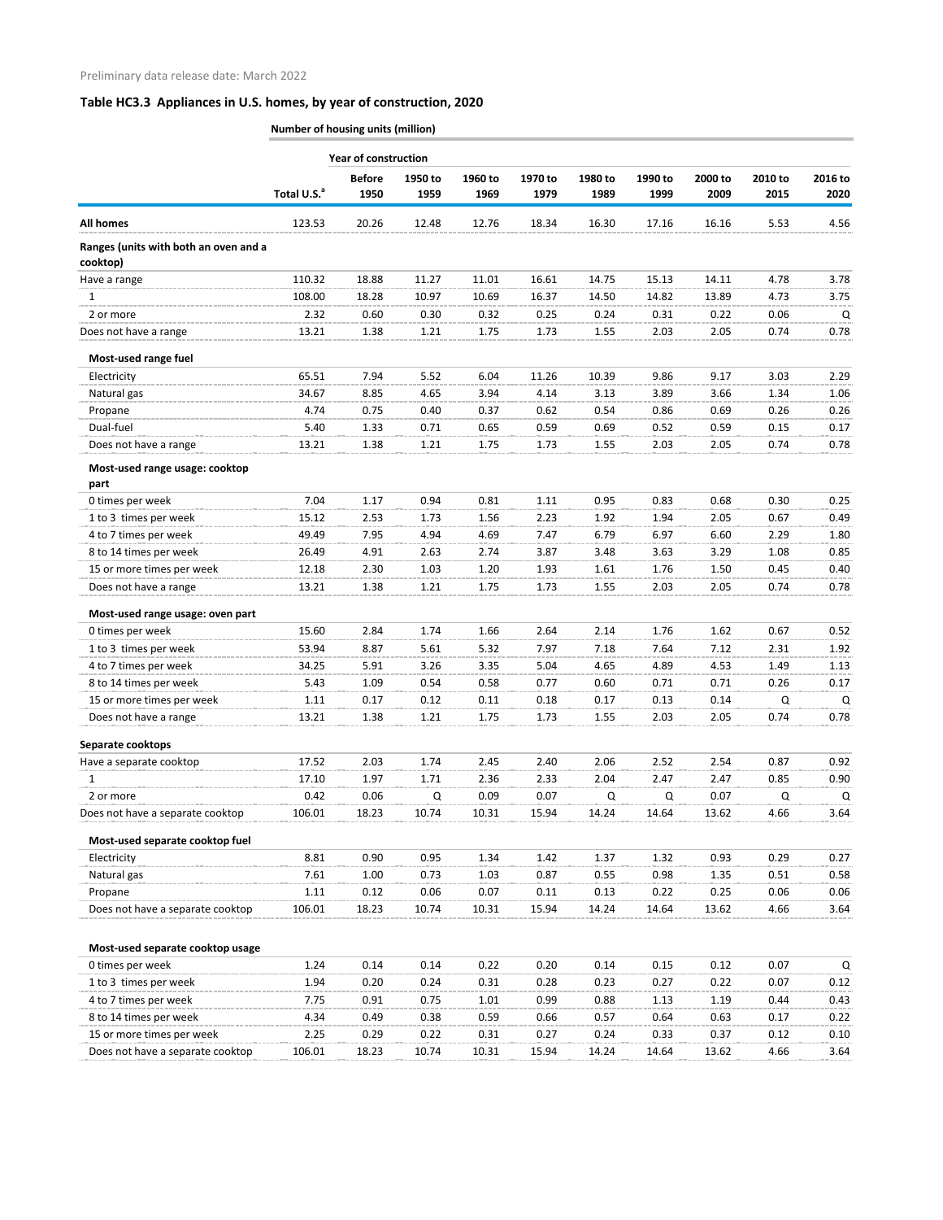Preliminary data release date: March 2022

## Table HC3.3 Appliances in U.S. homes, by year of construction, 2020

**Number of housing units (million)**

| | | Year of construction | | | | | | | | |
|---|---|---|---|---|---|---|---|---|---|---|
| | Total U.S.[a] | Before 1950 | 1950 to 1959 | 1960 to 1969 | 1970 to 1979 | 1980 to 1989 | 1990 to 1999 | 2000 to 2009 | 2010 to 2015 | 2016 to 2020 |
| **All homes** | 123.53 | 20.26 | 12.48 | 12.76 | 18.34 | 16.30 | 17.16 | 16.16 | 5.53 | 4.56 |
| **Ranges (units with both an oven and a cooktop)** | | | | | | | | | | |
| Have a range | 110.32 | 18.88 | 11.27 | 11.01 | 16.61 | 14.75 | 15.13 | 14.11 | 4.78 | 3.78 |
| 1 | 108.00 | 18.28 | 10.97 | 10.69 | 16.37 | 14.50 | 14.82 | 13.89 | 4.73 | 3.75 |
| 2 or more | 2.32 | 0.60 | 0.30 | 0.32 | 0.25 | 0.24 | 0.31 | 0.22 | 0.06 | Q |
| Does not have a range | 13.21 | 1.38 | 1.21 | 1.75 | 1.73 | 1.55 | 2.03 | 2.05 | 0.74 | 0.78 |
| **Most-used range fuel** | | | | | | | | | | |
| Electricity | 65.51 | 7.94 | 5.52 | 6.04 | 11.26 | 10.39 | 9.86 | 9.17 | 3.03 | 2.29 |
| Natural gas | 34.67 | 8.85 | 4.65 | 3.94 | 4.14 | 3.13 | 3.89 | 3.66 | 1.34 | 1.06 |
| Propane | 4.74 | 0.75 | 0.40 | 0.37 | 0.62 | 0.54 | 0.86 | 0.69 | 0.26 | 0.26 |
| Dual-fuel | 5.40 | 1.33 | 0.71 | 0.65 | 0.59 | 0.69 | 0.52 | 0.59 | 0.15 | 0.17 |
| Does not have a range | 13.21 | 1.38 | 1.21 | 1.75 | 1.73 | 1.55 | 2.03 | 2.05 | 0.74 | 0.78 |
| **Most-used range usage: cooktop part** | | | | | | | | | | |
| 0 times per week | 7.04 | 1.17 | 0.94 | 0.81 | 1.11 | 0.95 | 0.83 | 0.68 | 0.30 | 0.25 |
| 1 to 3 times per week | 15.12 | 2.53 | 1.73 | 1.56 | 2.23 | 1.92 | 1.94 | 2.05 | 0.67 | 0.49 |
| 4 to 7 times per week | 49.49 | 7.95 | 4.94 | 4.69 | 7.47 | 6.79 | 6.97 | 6.60 | 2.29 | 1.80 |
| 8 to 14 times per week | 26.49 | 4.91 | 2.63 | 2.74 | 3.87 | 3.48 | 3.63 | 3.29 | 1.08 | 0.85 |
| 15 or more times per week | 12.18 | 2.30 | 1.03 | 1.20 | 1.93 | 1.61 | 1.76 | 1.50 | 0.45 | 0.40 |
| Does not have a range | 13.21 | 1.38 | 1.21 | 1.75 | 1.73 | 1.55 | 2.03 | 2.05 | 0.74 | 0.78 |
| **Most-used range usage: oven part** | | | | | | | | | | |
| 0 times per week | 15.60 | 2.84 | 1.74 | 1.66 | 2.64 | 2.14 | 1.76 | 1.62 | 0.67 | 0.52 |
| 1 to 3 times per week | 53.94 | 8.87 | 5.61 | 5.32 | 7.97 | 7.18 | 7.64 | 7.12 | 2.31 | 1.92 |
| 4 to 7 times per week | 34.25 | 5.91 | 3.26 | 3.35 | 5.04 | 4.65 | 4.89 | 4.53 | 1.49 | 1.13 |
| 8 to 14 times per week | 5.43 | 1.09 | 0.54 | 0.58 | 0.77 | 0.60 | 0.71 | 0.71 | 0.26 | 0.17 |
| 15 or more times per week | 1.11 | 0.17 | 0.12 | 0.11 | 0.18 | 0.17 | 0.13 | 0.14 | Q | Q |
| Does not have a range | 13.21 | 1.38 | 1.21 | 1.75 | 1.73 | 1.55 | 2.03 | 2.05 | 0.74 | 0.78 |
| **Separate cooktops** | | | | | | | | | | |
| Have a separate cooktop | 17.52 | 2.03 | 1.74 | 2.45 | 2.40 | 2.06 | 2.52 | 2.54 | 0.87 | 0.92 |
| 1 | 17.10 | 1.97 | 1.71 | 2.36 | 2.33 | 2.04 | 2.47 | 2.47 | 0.85 | 0.90 |
| 2 or more | 0.42 | 0.06 | Q | 0.09 | 0.07 | Q | Q | 0.07 | Q | Q |
| Does not have a separate cooktop | 106.01 | 18.23 | 10.74 | 10.31 | 15.94 | 14.24 | 14.64 | 13.62 | 4.66 | 3.64 |
| **Most-used separate cooktop fuel** | | | | | | | | | | |
| Electricity | 8.81 | 0.90 | 0.95 | 1.34 | 1.42 | 1.37 | 1.32 | 0.93 | 0.29 | 0.27 |
| Natural gas | 7.61 | 1.00 | 0.73 | 1.03 | 0.87 | 0.55 | 0.98 | 1.35 | 0.51 | 0.58 |
| Propane | 1.11 | 0.12 | 0.06 | 0.07 | 0.11 | 0.13 | 0.22 | 0.25 | 0.06 | 0.06 |
| Does not have a separate cooktop | 106.01 | 18.23 | 10.74 | 10.31 | 15.94 | 14.24 | 14.64 | 13.62 | 4.66 | 3.64 |
| **Most-used separate cooktop usage** | | | | | | | | | | |
| 0 times per week | 1.24 | 0.14 | 0.14 | 0.22 | 0.20 | 0.14 | 0.15 | 0.12 | 0.07 | Q |
| 1 to 3 times per week | 1.94 | 0.20 | 0.24 | 0.31 | 0.28 | 0.23 | 0.27 | 0.22 | 0.07 | 0.12 |
| 4 to 7 times per week | 7.75 | 0.91 | 0.75 | 1.01 | 0.99 | 0.88 | 1.13 | 1.19 | 0.44 | 0.43 |
| 8 to 14 times per week | 4.34 | 0.49 | 0.38 | 0.59 | 0.66 | 0.57 | 0.64 | 0.63 | 0.17 | 0.22 |
| 15 or more times per week | 2.25 | 0.29 | 0.22 | 0.31 | 0.27 | 0.24 | 0.33 | 0.37 | 0.12 | 0.10 |
| Does not have a separate cooktop | 106.01 | 18.23 | 10.74 | 10.31 | 15.94 | 14.24 | 14.64 | 13.62 | 4.66 | 3.64 |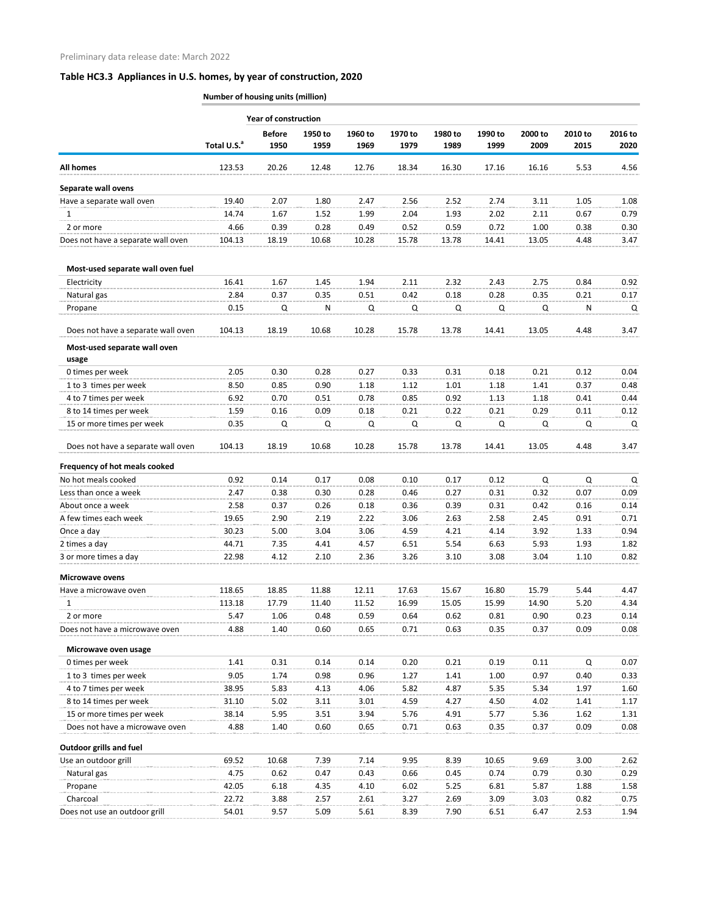Preliminary data release date: March 2022

## Table HC3.3 Appliances in U.S. homes, by year of construction, 2020

Number of housing units (million)

| | | Year of construction | | | | | | | | |
|---|---|---|---|---|---|---|---|---|---|---|
| | Total U.S.[a] | Before 1950 | 1950 to 1959 | 1960 to 1969 | 1970 to 1979 | 1980 to 1989 | 1990 to 1999 | 2000 to 2009 | 2010 to 2015 | 2016 to 2020 |
| **All homes** | 123.53 | 20.26 | 12.48 | 12.76 | 18.34 | 16.30 | 17.16 | 16.16 | 5.53 | 4.56 |
| **Separate wall ovens** | | | | | | | | | | |
| Have a separate wall oven | 19.40 | 2.07 | 1.80 | 2.47 | 2.56 | 2.52 | 2.74 | 3.11 | 1.05 | 1.08 |
| 1 | 14.74 | 1.67 | 1.52 | 1.99 | 2.04 | 1.93 | 2.02 | 2.11 | 0.67 | 0.79 |
| 2 or more | 4.66 | 0.39 | 0.28 | 0.49 | 0.52 | 0.59 | 0.72 | 1.00 | 0.38 | 0.30 |
| Does not have a separate wall oven | 104.13 | 18.19 | 10.68 | 10.28 | 15.78 | 13.78 | 14.41 | 13.05 | 4.48 | 3.47 |
| **Most-used separate wall oven fuel** | | | | | | | | | | |
| Electricity | 16.41 | 1.67 | 1.45 | 1.94 | 2.11 | 2.32 | 2.43 | 2.75 | 0.84 | 0.92 |
| Natural gas | 2.84 | 0.37 | 0.35 | 0.51 | 0.42 | 0.18 | 0.28 | 0.35 | 0.21 | 0.17 |
| Propane | 0.15 | Q | N | Q | Q | Q | Q | Q | N | Q |
| Does not have a separate wall oven | 104.13 | 18.19 | 10.68 | 10.28 | 15.78 | 13.78 | 14.41 | 13.05 | 4.48 | 3.47 |
| **Most-used separate wall oven usage** | | | | | | | | | | |
| 0 times per week | 2.05 | 0.30 | 0.28 | 0.27 | 0.33 | 0.31 | 0.18 | 0.21 | 0.12 | 0.04 |
| 1 to 3 times per week | 8.50 | 0.85 | 0.90 | 1.18 | 1.12 | 1.01 | 1.18 | 1.41 | 0.37 | 0.48 |
| 4 to 7 times per week | 6.92 | 0.70 | 0.51 | 0.78 | 0.85 | 0.92 | 1.13 | 1.18 | 0.41 | 0.44 |
| 8 to 14 times per week | 1.59 | 0.16 | 0.09 | 0.18 | 0.21 | 0.22 | 0.21 | 0.29 | 0.11 | 0.12 |
| 15 or more times per week | 0.35 | Q | Q | Q | Q | Q | Q | Q | Q | Q |
| Does not have a separate wall oven | 104.13 | 18.19 | 10.68 | 10.28 | 15.78 | 13.78 | 14.41 | 13.05 | 4.48 | 3.47 |
| **Frequency of hot meals cooked** | | | | | | | | | | |
| No hot meals cooked | 0.92 | 0.14 | 0.17 | 0.08 | 0.10 | 0.17 | 0.12 | Q | Q | Q |
| Less than once a week | 2.47 | 0.38 | 0.30 | 0.28 | 0.46 | 0.27 | 0.31 | 0.32 | 0.07 | 0.09 |
| About once a week | 2.58 | 0.37 | 0.26 | 0.18 | 0.36 | 0.39 | 0.31 | 0.42 | 0.16 | 0.14 |
| A few times each week | 19.65 | 2.90 | 2.19 | 2.22 | 3.06 | 2.63 | 2.58 | 2.45 | 0.91 | 0.71 |
| Once a day | 30.23 | 5.00 | 3.04 | 3.06 | 4.59 | 4.21 | 4.14 | 3.92 | 1.33 | 0.94 |
| 2 times a day | 44.71 | 7.35 | 4.41 | 4.57 | 6.51 | 5.54 | 6.63 | 5.93 | 1.93 | 1.82 |
| 3 or more times a day | 22.98 | 4.12 | 2.10 | 2.36 | 3.26 | 3.10 | 3.08 | 3.04 | 1.10 | 0.82 |
| **Microwave ovens** | | | | | | | | | | |
| Have a microwave oven | 118.65 | 18.85 | 11.88 | 12.11 | 17.63 | 15.67 | 16.80 | 15.79 | 5.44 | 4.47 |
| 1 | 113.18 | 17.79 | 11.40 | 11.52 | 16.99 | 15.05 | 15.99 | 14.90 | 5.20 | 4.34 |
| 2 or more | 5.47 | 1.06 | 0.48 | 0.59 | 0.64 | 0.62 | 0.81 | 0.90 | 0.23 | 0.14 |
| Does not have a microwave oven | 4.88 | 1.40 | 0.60 | 0.65 | 0.71 | 0.63 | 0.35 | 0.37 | 0.09 | 0.08 |
| **Microwave oven usage** | | | | | | | | | | |
| 0 times per week | 1.41 | 0.31 | 0.14 | 0.14 | 0.20 | 0.21 | 0.19 | 0.11 | Q | 0.07 |
| 1 to 3 times per week | 9.05 | 1.74 | 0.98 | 0.96 | 1.27 | 1.41 | 1.00 | 0.97 | 0.40 | 0.33 |
| 4 to 7 times per week | 38.95 | 5.83 | 4.13 | 4.06 | 5.82 | 4.87 | 5.35 | 5.34 | 1.97 | 1.60 |
| 8 to 14 times per week | 31.10 | 5.02 | 3.11 | 3.01 | 4.59 | 4.27 | 4.50 | 4.02 | 1.41 | 1.17 |
| 15 or more times per week | 38.14 | 5.95 | 3.51 | 3.94 | 5.76 | 4.91 | 5.77 | 5.36 | 1.62 | 1.31 |
| Does not have a microwave oven | 4.88 | 1.40 | 0.60 | 0.65 | 0.71 | 0.63 | 0.35 | 0.37 | 0.09 | 0.08 |
| **Outdoor grills and fuel** | | | | | | | | | | |
| Use an outdoor grill | 69.52 | 10.68 | 7.39 | 7.14 | 9.95 | 8.39 | 10.65 | 9.69 | 3.00 | 2.62 |
| Natural gas | 4.75 | 0.62 | 0.47 | 0.43 | 0.66 | 0.45 | 0.74 | 0.79 | 0.30 | 0.29 |
| Propane | 42.05 | 6.18 | 4.35 | 4.10 | 6.02 | 5.25 | 6.81 | 5.87 | 1.88 | 1.58 |
| Charcoal | 22.72 | 3.88 | 2.57 | 2.61 | 3.27 | 2.69 | 3.09 | 3.03 | 0.82 | 0.75 |
| Does not use an outdoor grill | 54.01 | 9.57 | 5.09 | 5.61 | 8.39 | 7.90 | 6.51 | 6.47 | 2.53 | 1.94 |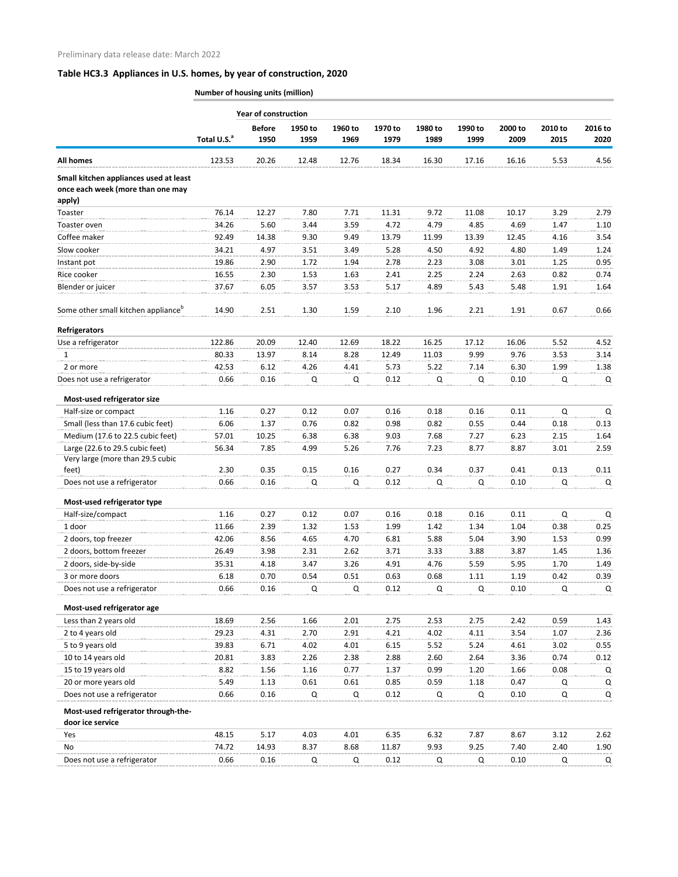Preliminary data release date: March 2022

## Table HC3.3 Appliances in U.S. homes, by year of construction, 2020

| | Number of housing units (million) | | | | | | | | | |
|---|---|---|---|---|---|---|---|---|---|---|
| | | Year of construction | | | | | | | | |
| | Total U.S.[a] | Before 1950 | 1950 to 1959 | 1960 to 1969 | 1970 to 1979 | 1980 to 1989 | 1990 to 1999 | 2000 to 2009 | 2010 to 2015 | 2016 to 2020 |
| **All homes** | 123.53 | 20.26 | 12.48 | 12.76 | 18.34 | 16.30 | 17.16 | 16.16 | 5.53 | 4.56 |
| **Small kitchen appliances used at least once each week (more than one may apply)** | | | | | | | | | | |
| Toaster | 76.14 | 12.27 | 7.80 | 7.71 | 11.31 | 9.72 | 11.08 | 10.17 | 3.29 | 2.79 |
| Toaster oven | 34.26 | 5.60 | 3.44 | 3.59 | 4.72 | 4.79 | 4.85 | 4.69 | 1.47 | 1.10 |
| Coffee maker | 92.49 | 14.38 | 9.30 | 9.49 | 13.79 | 11.99 | 13.39 | 12.45 | 4.16 | 3.54 |
| Slow cooker | 34.21 | 4.97 | 3.51 | 3.49 | 5.28 | 4.50 | 4.92 | 4.80 | 1.49 | 1.24 |
| Instant pot | 19.86 | 2.90 | 1.72 | 1.94 | 2.78 | 2.23 | 3.08 | 3.01 | 1.25 | 0.95 |
| Rice cooker | 16.55 | 2.30 | 1.53 | 1.63 | 2.41 | 2.25 | 2.24 | 2.63 | 0.82 | 0.74 |
| Blender or juicer | 37.67 | 6.05 | 3.57 | 3.53 | 5.17 | 4.89 | 5.43 | 5.48 | 1.91 | 1.64 |
| Some other small kitchen appliance[b] | 14.90 | 2.51 | 1.30 | 1.59 | 2.10 | 1.96 | 2.21 | 1.91 | 0.67 | 0.66 |
| **Refrigerators** | | | | | | | | | | |
| Use a refrigerator | 122.86 | 20.09 | 12.40 | 12.69 | 18.22 | 16.25 | 17.12 | 16.06 | 5.52 | 4.52 |
| 1 | 80.33 | 13.97 | 8.14 | 8.28 | 12.49 | 11.03 | 9.99 | 9.76 | 3.53 | 3.14 |
| 2 or more | 42.53 | 6.12 | 4.26 | 4.41 | 5.73 | 5.22 | 7.14 | 6.30 | 1.99 | 1.38 |
| Does not use a refrigerator | 0.66 | 0.16 | Q | Q | 0.12 | Q | Q | 0.10 | Q | Q |
| **Most-used refrigerator size** | | | | | | | | | | |
| Half-size or compact | 1.16 | 0.27 | 0.12 | 0.07 | 0.16 | 0.18 | 0.16 | 0.11 | Q | Q |
| Small (less than 17.6 cubic feet) | 6.06 | 1.37 | 0.76 | 0.82 | 0.98 | 0.82 | 0.55 | 0.44 | 0.18 | 0.13 |
| Medium (17.6 to 22.5 cubic feet) | 57.01 | 10.25 | 6.38 | 6.38 | 9.03 | 7.68 | 7.27 | 6.23 | 2.15 | 1.64 |
| Large (22.6 to 29.5 cubic feet) | 56.34 | 7.85 | 4.99 | 5.26 | 7.76 | 7.23 | 8.77 | 8.87 | 3.01 | 2.59 |
| Very large (more than 29.5 cubic feet) | 2.30 | 0.35 | 0.15 | 0.16 | 0.27 | 0.34 | 0.37 | 0.41 | 0.13 | 0.11 |
| Does not use a refrigerator | 0.66 | 0.16 | Q | Q | 0.12 | Q | Q | 0.10 | Q | Q |
| **Most-used refrigerator type** | | | | | | | | | | |
| Half-size/compact | 1.16 | 0.27 | 0.12 | 0.07 | 0.16 | 0.18 | 0.16 | 0.11 | Q | Q |
| 1 door | 11.66 | 2.39 | 1.32 | 1.53 | 1.99 | 1.42 | 1.34 | 1.04 | 0.38 | 0.25 |
| 2 doors, top freezer | 42.06 | 8.56 | 4.65 | 4.70 | 6.81 | 5.88 | 5.04 | 3.90 | 1.53 | 0.99 |
| 2 doors, bottom freezer | 26.49 | 3.98 | 2.31 | 2.62 | 3.71 | 3.33 | 3.88 | 3.87 | 1.45 | 1.36 |
| 2 doors, side-by-side | 35.31 | 4.18 | 3.47 | 3.26 | 4.91 | 4.76 | 5.59 | 5.95 | 1.70 | 1.49 |
| 3 or more doors | 6.18 | 0.70 | 0.54 | 0.51 | 0.63 | 0.68 | 1.11 | 1.19 | 0.42 | 0.39 |
| Does not use a refrigerator | 0.66 | 0.16 | Q | Q | 0.12 | Q | Q | 0.10 | Q | Q |
| **Most-used refrigerator age** | | | | | | | | | | |
| Less than 2 years old | 18.69 | 2.56 | 1.66 | 2.01 | 2.75 | 2.53 | 2.75 | 2.42 | 0.59 | 1.43 |
| 2 to 4 years old | 29.23 | 4.31 | 2.70 | 2.91 | 4.21 | 4.02 | 4.11 | 3.54 | 1.07 | 2.36 |
| 5 to 9 years old | 39.83 | 6.71 | 4.02 | 4.01 | 6.15 | 5.52 | 5.24 | 4.61 | 3.02 | 0.55 |
| 10 to 14 years old | 20.81 | 3.83 | 2.26 | 2.38 | 2.88 | 2.60 | 2.64 | 3.36 | 0.74 | 0.12 |
| 15 to 19 years old | 8.82 | 1.56 | 1.16 | 0.77 | 1.37 | 0.99 | 1.20 | 1.66 | 0.08 | Q |
| 20 or more years old | 5.49 | 1.13 | 0.61 | 0.61 | 0.85 | 0.59 | 1.18 | 0.47 | Q | Q |
| Does not use a refrigerator | 0.66 | 0.16 | Q | Q | 0.12 | Q | Q | 0.10 | Q | Q |
| **Most-used refrigerator through-the-door ice service** | | | | | | | | | | |
| Yes | 48.15 | 5.17 | 4.03 | 4.01 | 6.35 | 6.32 | 7.87 | 8.67 | 3.12 | 2.62 |
| No | 74.72 | 14.93 | 8.37 | 8.68 | 11.87 | 9.93 | 9.25 | 7.40 | 2.40 | 1.90 |
| Does not use a refrigerator | 0.66 | 0.16 | Q | Q | 0.12 | Q | Q | 0.10 | Q | Q |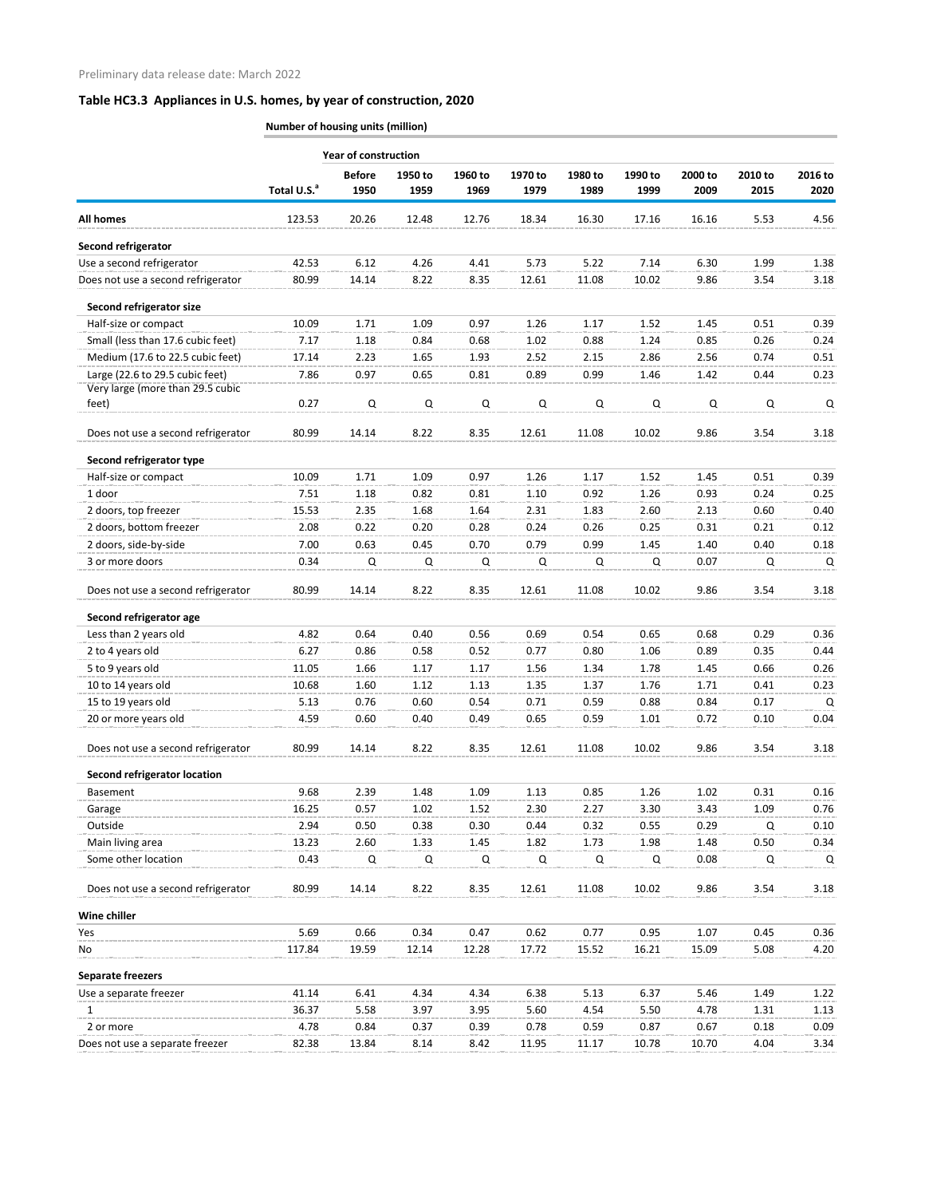Preliminary data release date: March 2022

## Table HC3.3 Appliances in U.S. homes, by year of construction, 2020

| | Number of housing units (million) | | | | | | | | | |
|---|---|---|---|---|---|---|---|---|---|---|
| | | Year of construction | | | | | | | | |
| | Total U.S.[a] | Before 1950 | 1950 to 1959 | 1960 to 1969 | 1970 to 1979 | 1980 to 1989 | 1990 to 1999 | 2000 to 2009 | 2010 to 2015 | 2016 to 2020 |
| **All homes** | 123.53 | 20.26 | 12.48 | 12.76 | 18.34 | 16.30 | 17.16 | 16.16 | 5.53 | 4.56 |
| **Second refrigerator** | | | | | | | | | | |
| Use a second refrigerator | 42.53 | 6.12 | 4.26 | 4.41 | 5.73 | 5.22 | 7.14 | 6.30 | 1.99 | 1.38 |
| Does not use a second refrigerator | 80.99 | 14.14 | 8.22 | 8.35 | 12.61 | 11.08 | 10.02 | 9.86 | 3.54 | 3.18 |
| **Second refrigerator size** | | | | | | | | | | |
| Half-size or compact | 10.09 | 1.71 | 1.09 | 0.97 | 1.26 | 1.17 | 1.52 | 1.45 | 0.51 | 0.39 |
| Small (less than 17.6 cubic feet) | 7.17 | 1.18 | 0.84 | 0.68 | 1.02 | 0.88 | 1.24 | 0.85 | 0.26 | 0.24 |
| Medium (17.6 to 22.5 cubic feet) | 17.14 | 2.23 | 1.65 | 1.93 | 2.52 | 2.15 | 2.86 | 2.56 | 0.74 | 0.51 |
| Large (22.6 to 29.5 cubic feet) | 7.86 | 0.97 | 0.65 | 0.81 | 0.89 | 0.99 | 1.46 | 1.42 | 0.44 | 0.23 |
| Very large (more than 29.5 cubic feet) | 0.27 | Q | Q | Q | Q | Q | Q | Q | Q | Q |
| Does not use a second refrigerator | 80.99 | 14.14 | 8.22 | 8.35 | 12.61 | 11.08 | 10.02 | 9.86 | 3.54 | 3.18 |
| **Second refrigerator type** | | | | | | | | | | |
| Half-size or compact | 10.09 | 1.71 | 1.09 | 0.97 | 1.26 | 1.17 | 1.52 | 1.45 | 0.51 | 0.39 |
| 1 door | 7.51 | 1.18 | 0.82 | 0.81 | 1.10 | 0.92 | 1.26 | 0.93 | 0.24 | 0.25 |
| 2 doors, top freezer | 15.53 | 2.35 | 1.68 | 1.64 | 2.31 | 1.83 | 2.60 | 2.13 | 0.60 | 0.40 |
| 2 doors, bottom freezer | 2.08 | 0.22 | 0.20 | 0.28 | 0.24 | 0.26 | 0.25 | 0.31 | 0.21 | 0.12 |
| 2 doors, side-by-side | 7.00 | 0.63 | 0.45 | 0.70 | 0.79 | 0.99 | 1.45 | 1.40 | 0.40 | 0.18 |
| 3 or more doors | 0.34 | Q | Q | Q | Q | Q | Q | 0.07 | Q | Q |
| Does not use a second refrigerator | 80.99 | 14.14 | 8.22 | 8.35 | 12.61 | 11.08 | 10.02 | 9.86 | 3.54 | 3.18 |
| **Second refrigerator age** | | | | | | | | | | |
| Less than 2 years old | 4.82 | 0.64 | 0.40 | 0.56 | 0.69 | 0.54 | 0.65 | 0.68 | 0.29 | 0.36 |
| 2 to 4 years old | 6.27 | 0.86 | 0.58 | 0.52 | 0.77 | 0.80 | 1.06 | 0.89 | 0.35 | 0.44 |
| 5 to 9 years old | 11.05 | 1.66 | 1.17 | 1.17 | 1.56 | 1.34 | 1.78 | 1.45 | 0.66 | 0.26 |
| 10 to 14 years old | 10.68 | 1.60 | 1.12 | 1.13 | 1.35 | 1.37 | 1.76 | 1.71 | 0.41 | 0.23 |
| 15 to 19 years old | 5.13 | 0.76 | 0.60 | 0.54 | 0.71 | 0.59 | 0.88 | 0.84 | 0.17 | Q |
| 20 or more years old | 4.59 | 0.60 | 0.40 | 0.49 | 0.65 | 0.59 | 1.01 | 0.72 | 0.10 | 0.04 |
| Does not use a second refrigerator | 80.99 | 14.14 | 8.22 | 8.35 | 12.61 | 11.08 | 10.02 | 9.86 | 3.54 | 3.18 |
| **Second refrigerator location** | | | | | | | | | | |
| Basement | 9.68 | 2.39 | 1.48 | 1.09 | 1.13 | 0.85 | 1.26 | 1.02 | 0.31 | 0.16 |
| Garage | 16.25 | 0.57 | 1.02 | 1.52 | 2.30 | 2.27 | 3.30 | 3.43 | 1.09 | 0.76 |
| Outside | 2.94 | 0.50 | 0.38 | 0.30 | 0.44 | 0.32 | 0.55 | 0.29 | Q | 0.10 |
| Main living area | 13.23 | 2.60 | 1.33 | 1.45 | 1.82 | 1.73 | 1.98 | 1.48 | 0.50 | 0.34 |
| Some other location | 0.43 | Q | Q | Q | Q | Q | Q | 0.08 | Q | Q |
| Does not use a second refrigerator | 80.99 | 14.14 | 8.22 | 8.35 | 12.61 | 11.08 | 10.02 | 9.86 | 3.54 | 3.18 |
| **Wine chiller** | | | | | | | | | | |
| Yes | 5.69 | 0.66 | 0.34 | 0.47 | 0.62 | 0.77 | 0.95 | 1.07 | 0.45 | 0.36 |
| No | 117.84 | 19.59 | 12.14 | 12.28 | 17.72 | 15.52 | 16.21 | 15.09 | 5.08 | 4.20 |
| **Separate freezers** | | | | | | | | | | |
| Use a separate freezer | 41.14 | 6.41 | 4.34 | 4.34 | 6.38 | 5.13 | 6.37 | 5.46 | 1.49 | 1.22 |
| 1 | 36.37 | 5.58 | 3.97 | 3.95 | 5.60 | 4.54 | 5.50 | 4.78 | 1.31 | 1.13 |
| 2 or more | 4.78 | 0.84 | 0.37 | 0.39 | 0.78 | 0.59 | 0.87 | 0.67 | 0.18 | 0.09 |
| Does not use a separate freezer | 82.38 | 13.84 | 8.14 | 8.42 | 11.95 | 11.17 | 10.78 | 10.70 | 4.04 | 3.34 |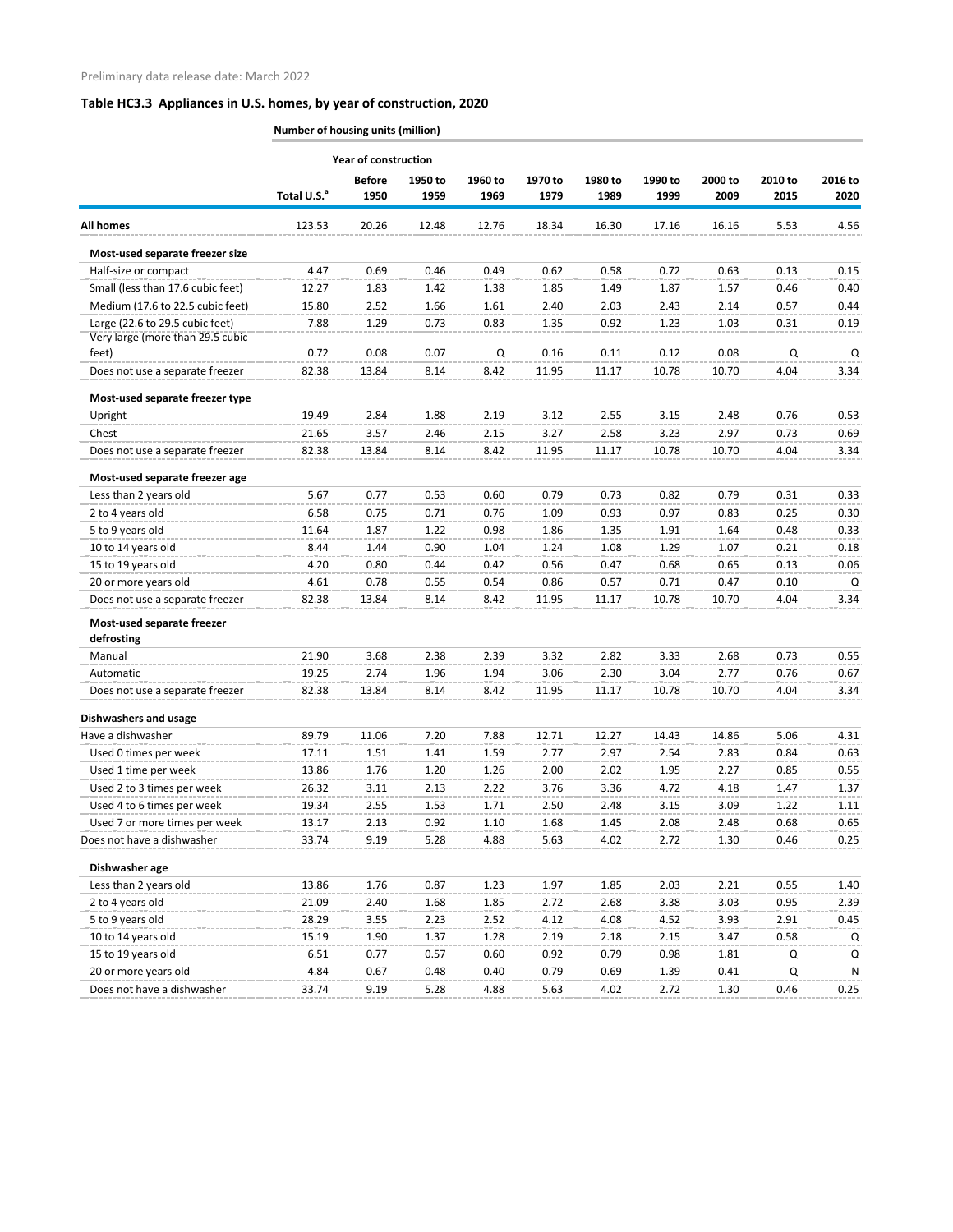Preliminary data release date: March 2022

## Table HC3.3 Appliances in U.S. homes, by year of construction, 2020

| | Number of housing units (million) | | | | | | | | | |
|---|---|---|---|---|---|---|---|---|---|---|
| | | Year of construction | | | | | | | | |
| | Total U.S.[a] | Before 1950 | 1950 to 1959 | 1960 to 1969 | 1970 to 1979 | 1980 to 1989 | 1990 to 1999 | 2000 to 2009 | 2010 to 2015 | 2016 to 2020 |
| **All homes** | 123.53 | 20.26 | 12.48 | 12.76 | 18.34 | 16.30 | 17.16 | 16.16 | 5.53 | 4.56 |
| **Most-used separate freezer size** | | | | | | | | | | |
| Half-size or compact | 4.47 | 0.69 | 0.46 | 0.49 | 0.62 | 0.58 | 0.72 | 0.63 | 0.13 | 0.15 |
| Small (less than 17.6 cubic feet) | 12.27 | 1.83 | 1.42 | 1.38 | 1.85 | 1.49 | 1.87 | 1.57 | 0.46 | 0.40 |
| Medium (17.6 to 22.5 cubic feet) | 15.80 | 2.52 | 1.66 | 1.61 | 2.40 | 2.03 | 2.43 | 2.14 | 0.57 | 0.44 |
| Large (22.6 to 29.5 cubic feet) | 7.88 | 1.29 | 0.73 | 0.83 | 1.35 | 0.92 | 1.23 | 1.03 | 0.31 | 0.19 |
| Very large (more than 29.5 cubic feet) | 0.72 | 0.08 | 0.07 | Q | 0.16 | 0.11 | 0.12 | 0.08 | Q | Q |
| Does not use a separate freezer | 82.38 | 13.84 | 8.14 | 8.42 | 11.95 | 11.17 | 10.78 | 10.70 | 4.04 | 3.34 |
| **Most-used separate freezer type** | | | | | | | | | | |
| Upright | 19.49 | 2.84 | 1.88 | 2.19 | 3.12 | 2.55 | 3.15 | 2.48 | 0.76 | 0.53 |
| Chest | 21.65 | 3.57 | 2.46 | 2.15 | 3.27 | 2.58 | 3.23 | 2.97 | 0.73 | 0.69 |
| Does not use a separate freezer | 82.38 | 13.84 | 8.14 | 8.42 | 11.95 | 11.17 | 10.78 | 10.70 | 4.04 | 3.34 |
| **Most-used separate freezer age** | | | | | | | | | | |
| Less than 2 years old | 5.67 | 0.77 | 0.53 | 0.60 | 0.79 | 0.73 | 0.82 | 0.79 | 0.31 | 0.33 |
| 2 to 4 years old | 6.58 | 0.75 | 0.71 | 0.76 | 1.09 | 0.93 | 0.97 | 0.83 | 0.25 | 0.30 |
| 5 to 9 years old | 11.64 | 1.87 | 1.22 | 0.98 | 1.86 | 1.35 | 1.91 | 1.64 | 0.48 | 0.33 |
| 10 to 14 years old | 8.44 | 1.44 | 0.90 | 1.04 | 1.24 | 1.08 | 1.29 | 1.07 | 0.21 | 0.18 |
| 15 to 19 years old | 4.20 | 0.80 | 0.44 | 0.42 | 0.56 | 0.47 | 0.68 | 0.65 | 0.13 | 0.06 |
| 20 or more years old | 4.61 | 0.78 | 0.55 | 0.54 | 0.86 | 0.57 | 0.71 | 0.47 | 0.10 | Q |
| Does not use a separate freezer | 82.38 | 13.84 | 8.14 | 8.42 | 11.95 | 11.17 | 10.78 | 10.70 | 4.04 | 3.34 |
| **Most-used separate freezer defrosting** | | | | | | | | | | |
| Manual | 21.90 | 3.68 | 2.38 | 2.39 | 3.32 | 2.82 | 3.33 | 2.68 | 0.73 | 0.55 |
| Automatic | 19.25 | 2.74 | 1.96 | 1.94 | 3.06 | 2.30 | 3.04 | 2.77 | 0.76 | 0.67 |
| Does not use a separate freezer | 82.38 | 13.84 | 8.14 | 8.42 | 11.95 | 11.17 | 10.78 | 10.70 | 4.04 | 3.34 |
| **Dishwashers and usage** | | | | | | | | | | |
| Have a dishwasher | 89.79 | 11.06 | 7.20 | 7.88 | 12.71 | 12.27 | 14.43 | 14.86 | 5.06 | 4.31 |
| Used 0 times per week | 17.11 | 1.51 | 1.41 | 1.59 | 2.77 | 2.97 | 2.54 | 2.83 | 0.84 | 0.63 |
| Used 1 time per week | 13.86 | 1.76 | 1.20 | 1.26 | 2.00 | 2.02 | 1.95 | 2.27 | 0.85 | 0.55 |
| Used 2 to 3 times per week | 26.32 | 3.11 | 2.13 | 2.22 | 3.76 | 3.36 | 4.72 | 4.18 | 1.47 | 1.37 |
| Used 4 to 6 times per week | 19.34 | 2.55 | 1.53 | 1.71 | 2.50 | 2.48 | 3.15 | 3.09 | 1.22 | 1.11 |
| Used 7 or more times per week | 13.17 | 2.13 | 0.92 | 1.10 | 1.68 | 1.45 | 2.08 | 2.48 | 0.68 | 0.65 |
| Does not have a dishwasher | 33.74 | 9.19 | 5.28 | 4.88 | 5.63 | 4.02 | 2.72 | 1.30 | 0.46 | 0.25 |
| **Dishwasher age** | | | | | | | | | | |
| Less than 2 years old | 13.86 | 1.76 | 0.87 | 1.23 | 1.97 | 1.85 | 2.03 | 2.21 | 0.55 | 1.40 |
| 2 to 4 years old | 21.09 | 2.40 | 1.68 | 1.85 | 2.72 | 2.68 | 3.38 | 3.03 | 0.95 | 2.39 |
| 5 to 9 years old | 28.29 | 3.55 | 2.23 | 2.52 | 4.12 | 4.08 | 4.52 | 3.93 | 2.91 | 0.45 |
| 10 to 14 years old | 15.19 | 1.90 | 1.37 | 1.28 | 2.19 | 2.18 | 2.15 | 3.47 | 0.58 | Q |
| 15 to 19 years old | 6.51 | 0.77 | 0.57 | 0.60 | 0.92 | 0.79 | 0.98 | 1.81 | Q | Q |
| 20 or more years old | 4.84 | 0.67 | 0.48 | 0.40 | 0.79 | 0.69 | 1.39 | 0.41 | Q | N |
| Does not have a dishwasher | 33.74 | 9.19 | 5.28 | 4.88 | 5.63 | 4.02 | 2.72 | 1.30 | 0.46 | 0.25 |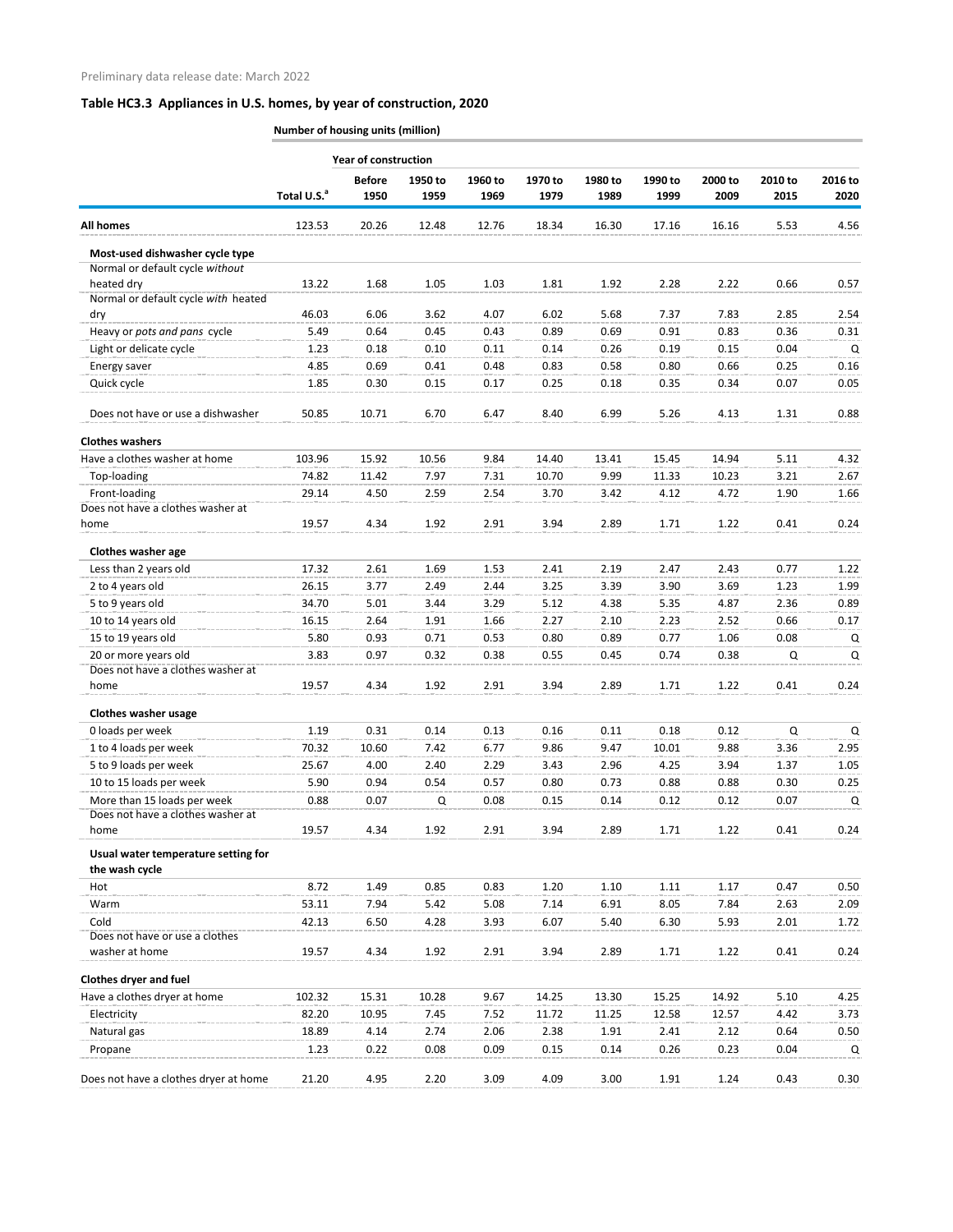Preliminary data release date: March 2022

## Table HC3.3 Appliances in U.S. homes, by year of construction, 2020

**Number of housing units (million)**

| | | Year of construction | | | | | | | | |
|---|---|---|---|---|---|---|---|---|---|---|
| | Total U.S.[a] | Before 1950 | 1950 to 1959 | 1960 to 1969 | 1970 to 1979 | 1980 to 1989 | 1990 to 1999 | 2000 to 2009 | 2010 to 2015 | 2016 to 2020 |
| **All homes** | 123.53 | 20.26 | 12.48 | 12.76 | 18.34 | 16.30 | 17.16 | 16.16 | 5.53 | 4.56 |
| **Most-used dishwasher cycle type** | | | | | | | | | | |
| Normal or default cycle *without* heated dry | 13.22 | 1.68 | 1.05 | 1.03 | 1.81 | 1.92 | 2.28 | 2.22 | 0.66 | 0.57 |
| Normal or default cycle *with* heated dry | 46.03 | 6.06 | 3.62 | 4.07 | 6.02 | 5.68 | 7.37 | 7.83 | 2.85 | 2.54 |
| Heavy or *pots and pans* cycle | 5.49 | 0.64 | 0.45 | 0.43 | 0.89 | 0.69 | 0.91 | 0.83 | 0.36 | 0.31 |
| Light or delicate cycle | 1.23 | 0.18 | 0.10 | 0.11 | 0.14 | 0.26 | 0.19 | 0.15 | 0.04 | Q |
| Energy saver | 4.85 | 0.69 | 0.41 | 0.48 | 0.83 | 0.58 | 0.80 | 0.66 | 0.25 | 0.16 |
| Quick cycle | 1.85 | 0.30 | 0.15 | 0.17 | 0.25 | 0.18 | 0.35 | 0.34 | 0.07 | 0.05 |
| Does not have or use a dishwasher | 50.85 | 10.71 | 6.70 | 6.47 | 8.40 | 6.99 | 5.26 | 4.13 | 1.31 | 0.88 |
| **Clothes washers** | | | | | | | | | | |
| Have a clothes washer at home | 103.96 | 15.92 | 10.56 | 9.84 | 14.40 | 13.41 | 15.45 | 14.94 | 5.11 | 4.32 |
| Top-loading | 74.82 | 11.42 | 7.97 | 7.31 | 10.70 | 9.99 | 11.33 | 10.23 | 3.21 | 2.67 |
| Front-loading | 29.14 | 4.50 | 2.59 | 2.54 | 3.70 | 3.42 | 4.12 | 4.72 | 1.90 | 1.66 |
| Does not have a clothes washer at home | 19.57 | 4.34 | 1.92 | 2.91 | 3.94 | 2.89 | 1.71 | 1.22 | 0.41 | 0.24 |
| **Clothes washer age** | | | | | | | | | | |
| Less than 2 years old | 17.32 | 2.61 | 1.69 | 1.53 | 2.41 | 2.19 | 2.47 | 2.43 | 0.77 | 1.22 |
| 2 to 4 years old | 26.15 | 3.77 | 2.49 | 2.44 | 3.25 | 3.39 | 3.90 | 3.69 | 1.23 | 1.99 |
| 5 to 9 years old | 34.70 | 5.01 | 3.44 | 3.29 | 5.12 | 4.38 | 5.35 | 4.87 | 2.36 | 0.89 |
| 10 to 14 years old | 16.15 | 2.64 | 1.91 | 1.66 | 2.27 | 2.10 | 2.23 | 2.52 | 0.66 | 0.17 |
| 15 to 19 years old | 5.80 | 0.93 | 0.71 | 0.53 | 0.80 | 0.89 | 0.77 | 1.06 | 0.08 | Q |
| 20 or more years old | 3.83 | 0.97 | 0.32 | 0.38 | 0.55 | 0.45 | 0.74 | 0.38 | Q | Q |
| Does not have a clothes washer at home | 19.57 | 4.34 | 1.92 | 2.91 | 3.94 | 2.89 | 1.71 | 1.22 | 0.41 | 0.24 |
| **Clothes washer usage** | | | | | | | | | | |
| 0 loads per week | 1.19 | 0.31 | 0.14 | 0.13 | 0.16 | 0.11 | 0.18 | 0.12 | Q | Q |
| 1 to 4 loads per week | 70.32 | 10.60 | 7.42 | 6.77 | 9.86 | 9.47 | 10.01 | 9.88 | 3.36 | 2.95 |
| 5 to 9 loads per week | 25.67 | 4.00 | 2.40 | 2.29 | 3.43 | 2.96 | 4.25 | 3.94 | 1.37 | 1.05 |
| 10 to 15 loads per week | 5.90 | 0.94 | 0.54 | 0.57 | 0.80 | 0.73 | 0.88 | 0.88 | 0.30 | 0.25 |
| More than 15 loads per week | 0.88 | 0.07 | Q | 0.08 | 0.15 | 0.14 | 0.12 | 0.12 | 0.07 | Q |
| Does not have a clothes washer at home | 19.57 | 4.34 | 1.92 | 2.91 | 3.94 | 2.89 | 1.71 | 1.22 | 0.41 | 0.24 |
| **Usual water temperature setting for the wash cycle** | | | | | | | | | | |
| Hot | 8.72 | 1.49 | 0.85 | 0.83 | 1.20 | 1.10 | 1.11 | 1.17 | 0.47 | 0.50 |
| Warm | 53.11 | 7.94 | 5.42 | 5.08 | 7.14 | 6.91 | 8.05 | 7.84 | 2.63 | 2.09 |
| Cold | 42.13 | 6.50 | 4.28 | 3.93 | 6.07 | 5.40 | 6.30 | 5.93 | 2.01 | 1.72 |
| Does not have or use a clothes washer at home | 19.57 | 4.34 | 1.92 | 2.91 | 3.94 | 2.89 | 1.71 | 1.22 | 0.41 | 0.24 |
| **Clothes dryer and fuel** | | | | | | | | | | |
| Have a clothes dryer at home | 102.32 | 15.31 | 10.28 | 9.67 | 14.25 | 13.30 | 15.25 | 14.92 | 5.10 | 4.25 |
| Electricity | 82.20 | 10.95 | 7.45 | 7.52 | 11.72 | 11.25 | 12.58 | 12.57 | 4.42 | 3.73 |
| Natural gas | 18.89 | 4.14 | 2.74 | 2.06 | 2.38 | 1.91 | 2.41 | 2.12 | 0.64 | 0.50 |
| Propane | 1.23 | 0.22 | 0.08 | 0.09 | 0.15 | 0.14 | 0.26 | 0.23 | 0.04 | Q |
| Does not have a clothes dryer at home | 21.20 | 4.95 | 2.20 | 3.09 | 4.09 | 3.00 | 1.91 | 1.24 | 0.43 | 0.30 |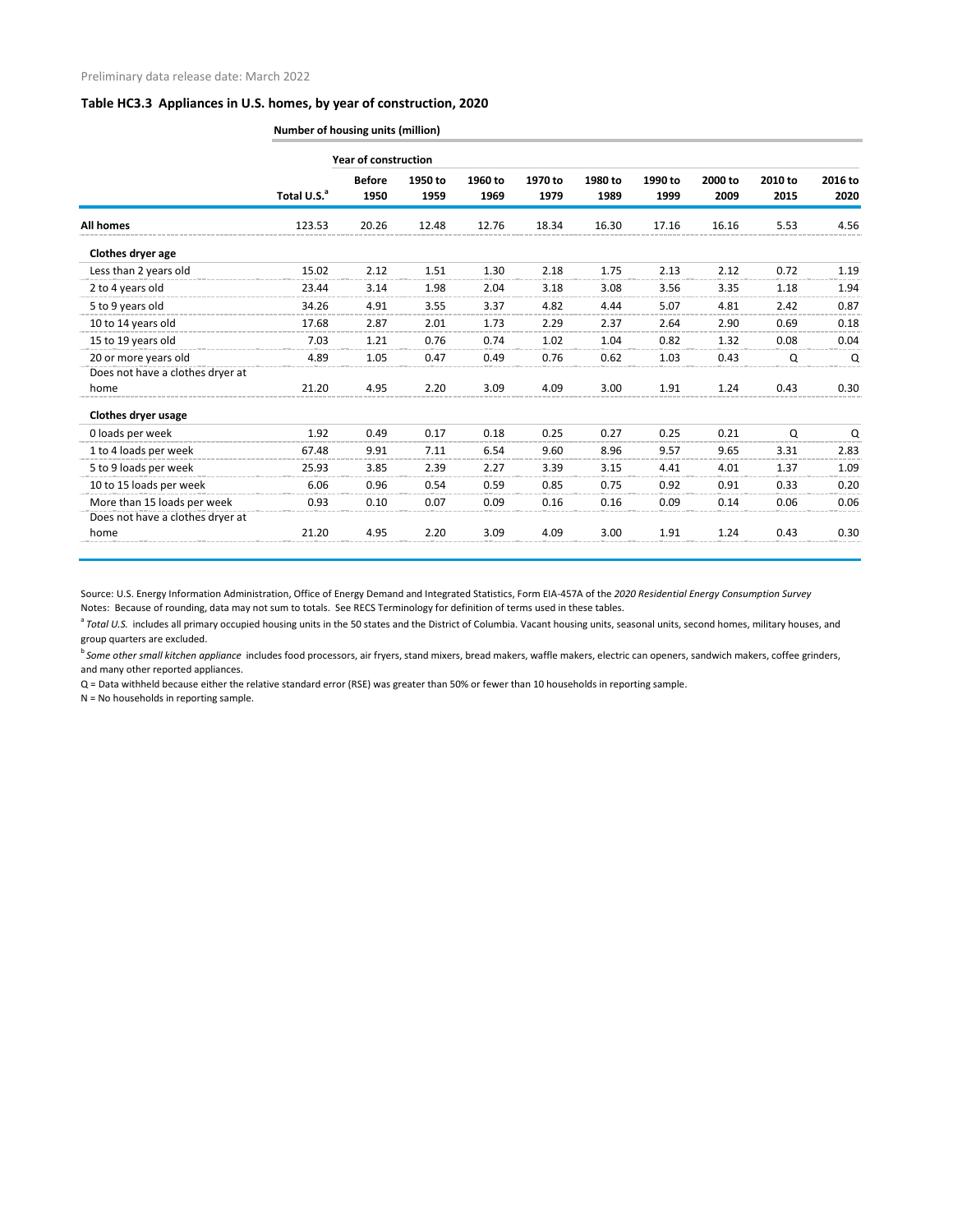Preliminary data release date: March 2022

### Table HC3.3 Appliances in U.S. homes, by year of construction, 2020

| | Number of housing units (million) | | | | | | | | | |
|---|---|---|---|---|---|---|---|---|---|---|
| | | Year of construction | | | | | | | | |
| | Total U.S.[a] | Before 1950 | 1950 to 1959 | 1960 to 1969 | 1970 to 1979 | 1980 to 1989 | 1990 to 1999 | 2000 to 2009 | 2010 to 2015 | 2016 to 2020 |
| **All homes** | 123.53 | 20.26 | 12.48 | 12.76 | 18.34 | 16.30 | 17.16 | 16.16 | 5.53 | 4.56 |
| **Clothes dryer age** | | | | | | | | | | |
| Less than 2 years old | 15.02 | 2.12 | 1.51 | 1.30 | 2.18 | 1.75 | 2.13 | 2.12 | 0.72 | 1.19 |
| 2 to 4 years old | 23.44 | 3.14 | 1.98 | 2.04 | 3.18 | 3.08 | 3.56 | 3.35 | 1.18 | 1.94 |
| 5 to 9 years old | 34.26 | 4.91 | 3.55 | 3.37 | 4.82 | 4.44 | 5.07 | 4.81 | 2.42 | 0.87 |
| 10 to 14 years old | 17.68 | 2.87 | 2.01 | 1.73 | 2.29 | 2.37 | 2.64 | 2.90 | 0.69 | 0.18 |
| 15 to 19 years old | 7.03 | 1.21 | 0.76 | 0.74 | 1.02 | 1.04 | 0.82 | 1.32 | 0.08 | 0.04 |
| 20 or more years old | 4.89 | 1.05 | 0.47 | 0.49 | 0.76 | 0.62 | 1.03 | 0.43 | Q | Q |
| Does not have a clothes dryer at home | 21.20 | 4.95 | 2.20 | 3.09 | 4.09 | 3.00 | 1.91 | 1.24 | 0.43 | 0.30 |
| **Clothes dryer usage** | | | | | | | | | | |
| 0 loads per week | 1.92 | 0.49 | 0.17 | 0.18 | 0.25 | 0.27 | 0.25 | 0.21 | Q | Q |
| 1 to 4 loads per week | 67.48 | 9.91 | 7.11 | 6.54 | 9.60 | 8.96 | 9.57 | 9.65 | 3.31 | 2.83 |
| 5 to 9 loads per week | 25.93 | 3.85 | 2.39 | 2.27 | 3.39 | 3.15 | 4.41 | 4.01 | 1.37 | 1.09 |
| 10 to 15 loads per week | 6.06 | 0.96 | 0.54 | 0.59 | 0.85 | 0.75 | 0.92 | 0.91 | 0.33 | 0.20 |
| More than 15 loads per week | 0.93 | 0.10 | 0.07 | 0.09 | 0.16 | 0.16 | 0.09 | 0.14 | 0.06 | 0.06 |
| Does not have a clothes dryer at home | 21.20 | 4.95 | 2.20 | 3.09 | 4.09 | 3.00 | 1.91 | 1.24 | 0.43 | 0.30 |

Source: U.S. Energy Information Administration, Office of Energy Demand and Integrated Statistics, Form EIA-457A of the *2020 Residential Energy Consumption Survey*

Notes: Because of rounding, data may not sum to totals. See RECS Terminology for definition of terms used in these tables.

[a] *Total U.S.* includes all primary occupied housing units in the 50 states and the District of Columbia. Vacant housing units, seasonal units, second homes, military houses, and group quarters are excluded.

[b] *Some other small kitchen appliance* includes food processors, air fryers, stand mixers, bread makers, waffle makers, electric can openers, sandwich makers, coffee grinders, and many other reported appliances.

Q = Data withheld because either the relative standard error (RSE) was greater than 50% or fewer than 10 households in reporting sample.

N = No households in reporting sample.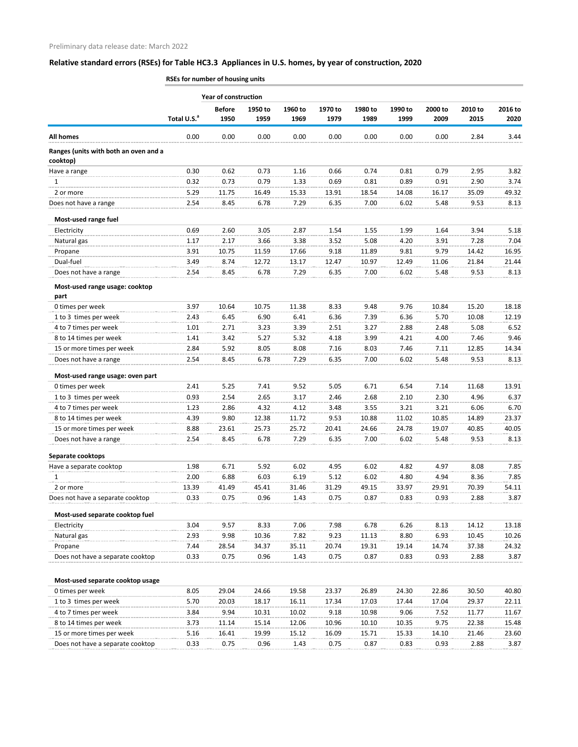Preliminary data release date: March 2022

## Relative standard errors (RSEs) for Table HC3.3 Appliances in U.S. homes, by year of construction, 2020

| | RSEs for number of housing units | | | | | | | | | |
|---|---|---|---|---|---|---|---|---|---|---|
| | | Year of construction | | | | | | | | |
| | Total U.S.[a] | Before 1950 | 1950 to 1959 | 1960 to 1969 | 1970 to 1979 | 1980 to 1989 | 1990 to 1999 | 2000 to 2009 | 2010 to 2015 | 2016 to 2020 |
| **All homes** | 0.00 | 0.00 | 0.00 | 0.00 | 0.00 | 0.00 | 0.00 | 0.00 | 2.84 | 3.44 |
| **Ranges (units with both an oven and a cooktop)** | | | | | | | | | | |
| Have a range | 0.30 | 0.62 | 0.73 | 1.16 | 0.66 | 0.74 | 0.81 | 0.79 | 2.95 | 3.82 |
| 1 | 0.32 | 0.73 | 0.79 | 1.33 | 0.69 | 0.81 | 0.89 | 0.91 | 2.90 | 3.74 |
| 2 or more | 5.29 | 11.75 | 16.49 | 15.33 | 13.91 | 18.54 | 14.08 | 16.17 | 35.09 | 49.32 |
| Does not have a range | 2.54 | 8.45 | 6.78 | 7.29 | 6.35 | 7.00 | 6.02 | 5.48 | 9.53 | 8.13 |
| **Most-used range fuel** | | | | | | | | | | |
| Electricity | 0.69 | 2.60 | 3.05 | 2.87 | 1.54 | 1.55 | 1.99 | 1.64 | 3.94 | 5.18 |
| Natural gas | 1.17 | 2.17 | 3.66 | 3.38 | 3.52 | 5.08 | 4.20 | 3.91 | 7.28 | 7.04 |
| Propane | 3.91 | 10.75 | 11.59 | 17.66 | 9.18 | 11.89 | 9.81 | 9.79 | 14.42 | 16.95 |
| Dual-fuel | 3.49 | 8.74 | 12.72 | 13.17 | 12.47 | 10.97 | 12.49 | 11.06 | 21.84 | 21.44 |
| Does not have a range | 2.54 | 8.45 | 6.78 | 7.29 | 6.35 | 7.00 | 6.02 | 5.48 | 9.53 | 8.13 |
| **Most-used range usage: cooktop part** | | | | | | | | | | |
| 0 times per week | 3.97 | 10.64 | 10.75 | 11.38 | 8.33 | 9.48 | 9.76 | 10.84 | 15.20 | 18.18 |
| 1 to 3 times per week | 2.43 | 6.45 | 6.90 | 6.41 | 6.36 | 7.39 | 6.36 | 5.70 | 10.08 | 12.19 |
| 4 to 7 times per week | 1.01 | 2.71 | 3.23 | 3.39 | 2.51 | 3.27 | 2.88 | 2.48 | 5.08 | 6.52 |
| 8 to 14 times per week | 1.41 | 3.42 | 5.27 | 5.32 | 4.18 | 3.99 | 4.21 | 4.00 | 7.46 | 9.46 |
| 15 or more times per week | 2.84 | 5.92 | 8.05 | 8.08 | 7.16 | 8.03 | 7.46 | 7.11 | 12.85 | 14.34 |
| Does not have a range | 2.54 | 8.45 | 6.78 | 7.29 | 6.35 | 7.00 | 6.02 | 5.48 | 9.53 | 8.13 |
| **Most-used range usage: oven part** | | | | | | | | | | |
| 0 times per week | 2.41 | 5.25 | 7.41 | 9.52 | 5.05 | 6.71 | 6.54 | 7.14 | 11.68 | 13.91 |
| 1 to 3 times per week | 0.93 | 2.54 | 2.65 | 3.17 | 2.46 | 2.68 | 2.10 | 2.30 | 4.96 | 6.37 |
| 4 to 7 times per week | 1.23 | 2.86 | 4.32 | 4.12 | 3.48 | 3.55 | 3.21 | 3.21 | 6.06 | 6.70 |
| 8 to 14 times per week | 4.39 | 9.80 | 12.38 | 11.72 | 9.53 | 10.88 | 11.02 | 10.85 | 14.89 | 23.37 |
| 15 or more times per week | 8.88 | 23.61 | 25.73 | 25.72 | 20.41 | 24.66 | 24.78 | 19.07 | 40.85 | 40.05 |
| Does not have a range | 2.54 | 8.45 | 6.78 | 7.29 | 6.35 | 7.00 | 6.02 | 5.48 | 9.53 | 8.13 |
| **Separate cooktops** | | | | | | | | | | |
| Have a separate cooktop | 1.98 | 6.71 | 5.92 | 6.02 | 4.95 | 6.02 | 4.82 | 4.97 | 8.08 | 7.85 |
| 1 | 2.00 | 6.88 | 6.03 | 6.19 | 5.12 | 6.02 | 4.80 | 4.94 | 8.36 | 7.85 |
| 2 or more | 13.39 | 41.49 | 45.41 | 31.46 | 31.29 | 49.15 | 33.97 | 29.91 | 70.39 | 54.11 |
| Does not have a separate cooktop | 0.33 | 0.75 | 0.96 | 1.43 | 0.75 | 0.87 | 0.83 | 0.93 | 2.88 | 3.87 |
| **Most-used separate cooktop fuel** | | | | | | | | | | |
| Electricity | 3.04 | 9.57 | 8.33 | 7.06 | 7.98 | 6.78 | 6.26 | 8.13 | 14.12 | 13.18 |
| Natural gas | 2.93 | 9.98 | 10.36 | 7.82 | 9.23 | 11.13 | 8.80 | 6.93 | 10.45 | 10.26 |
| Propane | 7.44 | 28.54 | 34.37 | 35.11 | 20.74 | 19.31 | 19.14 | 14.74 | 37.38 | 24.32 |
| Does not have a separate cooktop | 0.33 | 0.75 | 0.96 | 1.43 | 0.75 | 0.87 | 0.83 | 0.93 | 2.88 | 3.87 |
| **Most-used separate cooktop usage** | | | | | | | | | | |
| 0 times per week | 8.05 | 29.04 | 24.66 | 19.58 | 23.37 | 26.89 | 24.30 | 22.86 | 30.50 | 40.80 |
| 1 to 3 times per week | 5.70 | 20.03 | 18.17 | 16.11 | 17.34 | 17.03 | 17.44 | 17.04 | 29.37 | 22.11 |
| 4 to 7 times per week | 3.84 | 9.94 | 10.31 | 10.02 | 9.18 | 10.98 | 9.06 | 7.52 | 11.77 | 11.67 |
| 8 to 14 times per week | 3.73 | 11.14 | 15.14 | 12.06 | 10.96 | 10.10 | 10.35 | 9.75 | 22.38 | 15.48 |
| 15 or more times per week | 5.16 | 16.41 | 19.99 | 15.12 | 16.09 | 15.71 | 15.33 | 14.10 | 21.46 | 23.60 |
| Does not have a separate cooktop | 0.33 | 0.75 | 0.96 | 1.43 | 0.75 | 0.87 | 0.83 | 0.93 | 2.88 | 3.87 |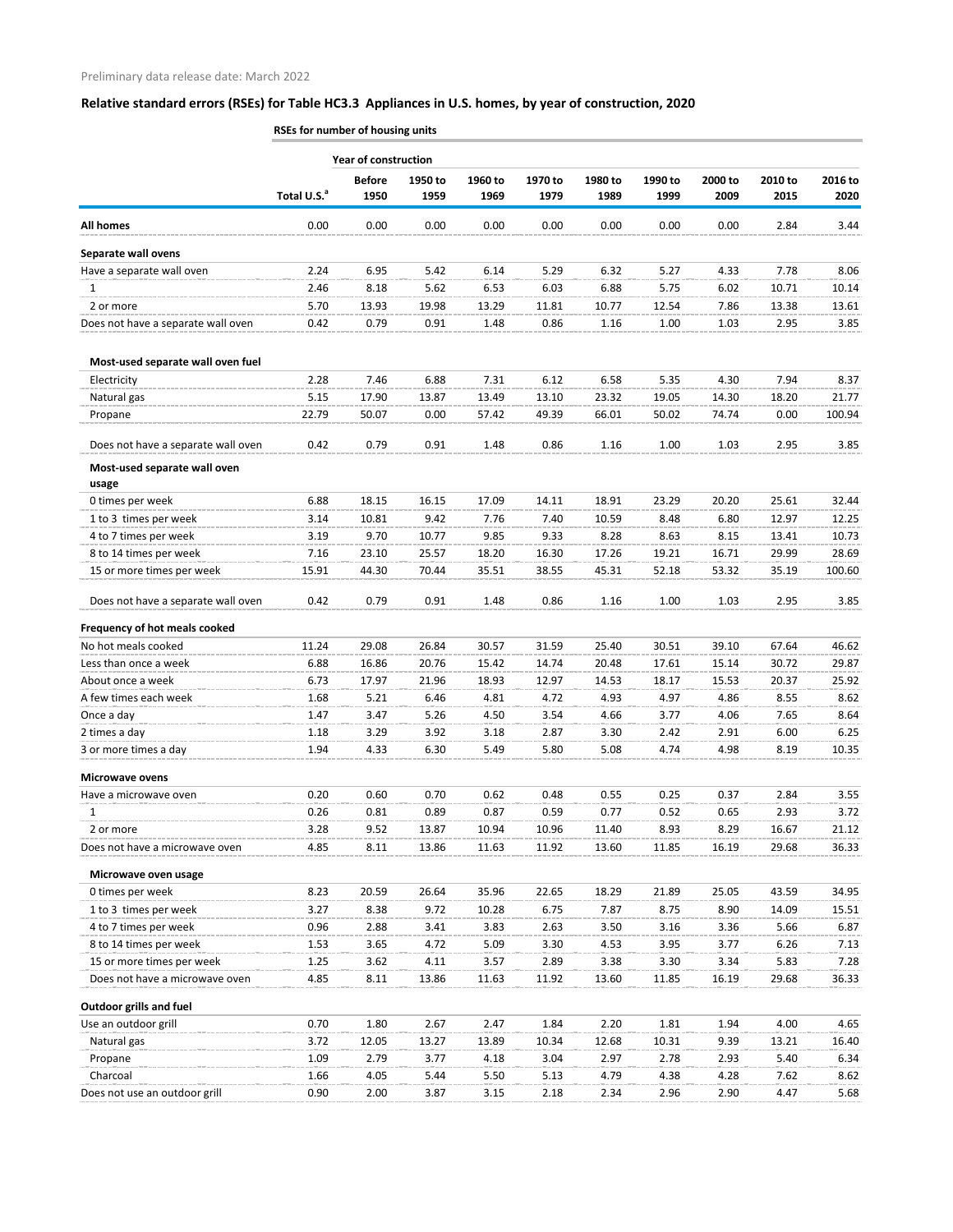Preliminary data release date: March 2022

## Relative standard errors (RSEs) for Table HC3.3 Appliances in U.S. homes, by year of construction, 2020

RSEs for number of housing units

| | | Year of construction | | | | | | | | |
|---|---|---|---|---|---|---|---|---|---|---|
| | Total U.S.[a] | Before 1950 | 1950 to 1959 | 1960 to 1969 | 1970 to 1979 | 1980 to 1989 | 1990 to 1999 | 2000 to 2009 | 2010 to 2015 | 2016 to 2020 |
| **All homes** | 0.00 | 0.00 | 0.00 | 0.00 | 0.00 | 0.00 | 0.00 | 0.00 | 2.84 | 3.44 |
| **Separate wall ovens** | | | | | | | | | | |
| Have a separate wall oven | 2.24 | 6.95 | 5.42 | 6.14 | 5.29 | 6.32 | 5.27 | 4.33 | 7.78 | 8.06 |
| 1 | 2.46 | 8.18 | 5.62 | 6.53 | 6.03 | 6.88 | 5.75 | 6.02 | 10.71 | 10.14 |
| 2 or more | 5.70 | 13.93 | 19.98 | 13.29 | 11.81 | 10.77 | 12.54 | 7.86 | 13.38 | 13.61 |
| Does not have a separate wall oven | 0.42 | 0.79 | 0.91 | 1.48 | 0.86 | 1.16 | 1.00 | 1.03 | 2.95 | 3.85 |
| **Most-used separate wall oven fuel** | | | | | | | | | | |
| Electricity | 2.28 | 7.46 | 6.88 | 7.31 | 6.12 | 6.58 | 5.35 | 4.30 | 7.94 | 8.37 |
| Natural gas | 5.15 | 17.90 | 13.87 | 13.49 | 13.10 | 23.32 | 19.05 | 14.30 | 18.20 | 21.77 |
| Propane | 22.79 | 50.07 | 0.00 | 57.42 | 49.39 | 66.01 | 50.02 | 74.74 | 0.00 | 100.94 |
| Does not have a separate wall oven | 0.42 | 0.79 | 0.91 | 1.48 | 0.86 | 1.16 | 1.00 | 1.03 | 2.95 | 3.85 |
| **Most-used separate wall oven usage** | | | | | | | | | | |
| 0 times per week | 6.88 | 18.15 | 16.15 | 17.09 | 14.11 | 18.91 | 23.29 | 20.20 | 25.61 | 32.44 |
| 1 to 3 times per week | 3.14 | 10.81 | 9.42 | 7.76 | 7.40 | 10.59 | 8.48 | 6.80 | 12.97 | 12.25 |
| 4 to 7 times per week | 3.19 | 9.70 | 10.77 | 9.85 | 9.33 | 8.28 | 8.63 | 8.15 | 13.41 | 10.73 |
| 8 to 14 times per week | 7.16 | 23.10 | 25.57 | 18.20 | 16.30 | 17.26 | 19.21 | 16.71 | 29.99 | 28.69 |
| 15 or more times per week | 15.91 | 44.30 | 70.44 | 35.51 | 38.55 | 45.31 | 52.18 | 53.32 | 35.19 | 100.60 |
| Does not have a separate wall oven | 0.42 | 0.79 | 0.91 | 1.48 | 0.86 | 1.16 | 1.00 | 1.03 | 2.95 | 3.85 |
| **Frequency of hot meals cooked** | | | | | | | | | | |
| No hot meals cooked | 11.24 | 29.08 | 26.84 | 30.57 | 31.59 | 25.40 | 30.51 | 39.10 | 67.64 | 46.62 |
| Less than once a week | 6.88 | 16.86 | 20.76 | 15.42 | 14.74 | 20.48 | 17.61 | 15.14 | 30.72 | 29.87 |
| About once a week | 6.73 | 17.97 | 21.96 | 18.93 | 12.97 | 14.53 | 18.17 | 15.53 | 20.37 | 25.92 |
| A few times each week | 1.68 | 5.21 | 6.46 | 4.81 | 4.72 | 4.93 | 4.97 | 4.86 | 8.55 | 8.62 |
| Once a day | 1.47 | 3.47 | 5.26 | 4.50 | 3.54 | 4.66 | 3.77 | 4.06 | 7.65 | 8.64 |
| 2 times a day | 1.18 | 3.29 | 3.92 | 3.18 | 2.87 | 3.30 | 2.42 | 2.91 | 6.00 | 6.25 |
| 3 or more times a day | 1.94 | 4.33 | 6.30 | 5.49 | 5.80 | 5.08 | 4.74 | 4.98 | 8.19 | 10.35 |
| **Microwave ovens** | | | | | | | | | | |
| Have a microwave oven | 0.20 | 0.60 | 0.70 | 0.62 | 0.48 | 0.55 | 0.25 | 0.37 | 2.84 | 3.55 |
| 1 | 0.26 | 0.81 | 0.89 | 0.87 | 0.59 | 0.77 | 0.52 | 0.65 | 2.93 | 3.72 |
| 2 or more | 3.28 | 9.52 | 13.87 | 10.94 | 10.96 | 11.40 | 8.93 | 8.29 | 16.67 | 21.12 |
| Does not have a microwave oven | 4.85 | 8.11 | 13.86 | 11.63 | 11.92 | 13.60 | 11.85 | 16.19 | 29.68 | 36.33 |
| **Microwave oven usage** | | | | | | | | | | |
| 0 times per week | 8.23 | 20.59 | 26.64 | 35.96 | 22.65 | 18.29 | 21.89 | 25.05 | 43.59 | 34.95 |
| 1 to 3 times per week | 3.27 | 8.38 | 9.72 | 10.28 | 6.75 | 7.87 | 8.75 | 8.90 | 14.09 | 15.51 |
| 4 to 7 times per week | 0.96 | 2.88 | 3.41 | 3.83 | 2.63 | 3.50 | 3.16 | 3.36 | 5.66 | 6.87 |
| 8 to 14 times per week | 1.53 | 3.65 | 4.72 | 5.09 | 3.30 | 4.53 | 3.95 | 3.77 | 6.26 | 7.13 |
| 15 or more times per week | 1.25 | 3.62 | 4.11 | 3.57 | 2.89 | 3.38 | 3.30 | 3.34 | 5.83 | 7.28 |
| Does not have a microwave oven | 4.85 | 8.11 | 13.86 | 11.63 | 11.92 | 13.60 | 11.85 | 16.19 | 29.68 | 36.33 |
| **Outdoor grills and fuel** | | | | | | | | | | |
| Use an outdoor grill | 0.70 | 1.80 | 2.67 | 2.47 | 1.84 | 2.20 | 1.81 | 1.94 | 4.00 | 4.65 |
| Natural gas | 3.72 | 12.05 | 13.27 | 13.89 | 10.34 | 12.68 | 10.31 | 9.39 | 13.21 | 16.40 |
| Propane | 1.09 | 2.79 | 3.77 | 4.18 | 3.04 | 2.97 | 2.78 | 2.93 | 5.40 | 6.34 |
| Charcoal | 1.66 | 4.05 | 5.44 | 5.50 | 5.13 | 4.79 | 4.38 | 4.28 | 7.62 | 8.62 |
| Does not use an outdoor grill | 0.90 | 2.00 | 3.87 | 3.15 | 2.18 | 2.34 | 2.96 | 2.90 | 4.47 | 5.68 |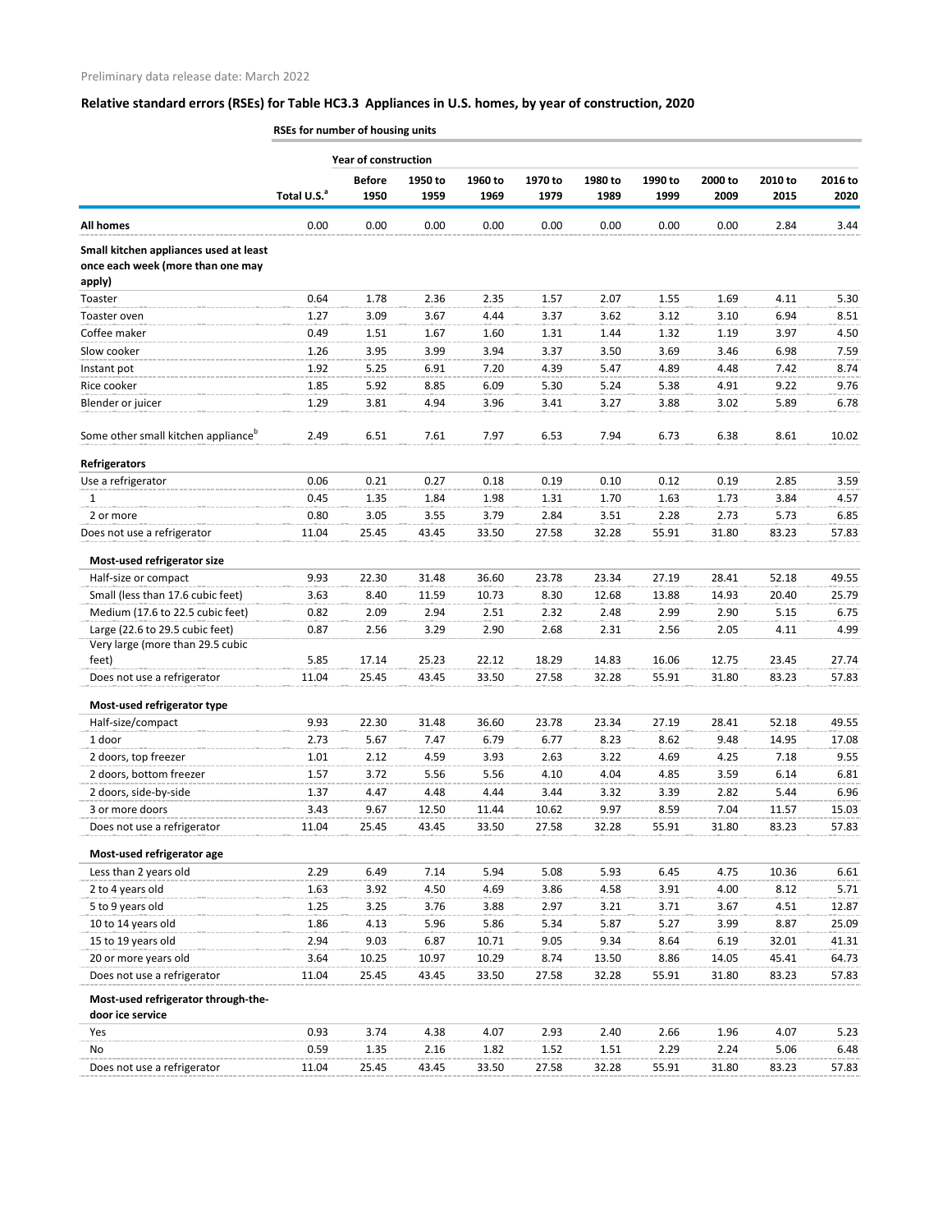Preliminary data release date: March 2022

## Relative standard errors (RSEs) for Table HC3.3 Appliances in U.S. homes, by year of construction, 2020

| | RSEs for number of housing units | | | | | | | | | |
|---|---|---|---|---|---|---|---|---|---|---|
| | | Year of construction | | | | | | | | |
| | Total U.S.[a] | Before 1950 | 1950 to 1959 | 1960 to 1969 | 1970 to 1979 | 1980 to 1989 | 1990 to 1999 | 2000 to 2009 | 2010 to 2015 | 2016 to 2020 |
| **All homes** | 0.00 | 0.00 | 0.00 | 0.00 | 0.00 | 0.00 | 0.00 | 0.00 | 2.84 | 3.44 |
| **Small kitchen appliances used at least once each week (more than one may apply)** | | | | | | | | | | |
| Toaster | 0.64 | 1.78 | 2.36 | 2.35 | 1.57 | 2.07 | 1.55 | 1.69 | 4.11 | 5.30 |
| Toaster oven | 1.27 | 3.09 | 3.67 | 4.44 | 3.37 | 3.62 | 3.12 | 3.10 | 6.94 | 8.51 |
| Coffee maker | 0.49 | 1.51 | 1.67 | 1.60 | 1.31 | 1.44 | 1.32 | 1.19 | 3.97 | 4.50 |
| Slow cooker | 1.26 | 3.95 | 3.99 | 3.94 | 3.37 | 3.50 | 3.69 | 3.46 | 6.98 | 7.59 |
| Instant pot | 1.92 | 5.25 | 6.91 | 7.20 | 4.39 | 5.47 | 4.89 | 4.48 | 7.42 | 8.74 |
| Rice cooker | 1.85 | 5.92 | 8.85 | 6.09 | 5.30 | 5.24 | 5.38 | 4.91 | 9.22 | 9.76 |
| Blender or juicer | 1.29 | 3.81 | 4.94 | 3.96 | 3.41 | 3.27 | 3.88 | 3.02 | 5.89 | 6.78 |
| Some other small kitchen appliance[b] | 2.49 | 6.51 | 7.61 | 7.97 | 6.53 | 7.94 | 6.73 | 6.38 | 8.61 | 10.02 |
| **Refrigerators** | | | | | | | | | | |
| Use a refrigerator | 0.06 | 0.21 | 0.27 | 0.18 | 0.19 | 0.10 | 0.12 | 0.19 | 2.85 | 3.59 |
| 1 | 0.45 | 1.35 | 1.84 | 1.98 | 1.31 | 1.70 | 1.63 | 1.73 | 3.84 | 4.57 |
| 2 or more | 0.80 | 3.05 | 3.55 | 3.79 | 2.84 | 3.51 | 2.28 | 2.73 | 5.73 | 6.85 |
| Does not use a refrigerator | 11.04 | 25.45 | 43.45 | 33.50 | 27.58 | 32.28 | 55.91 | 31.80 | 83.23 | 57.83 |
| **Most-used refrigerator size** | | | | | | | | | | |
| Half-size or compact | 9.93 | 22.30 | 31.48 | 36.60 | 23.78 | 23.34 | 27.19 | 28.41 | 52.18 | 49.55 |
| Small (less than 17.6 cubic feet) | 3.63 | 8.40 | 11.59 | 10.73 | 8.30 | 12.68 | 13.88 | 14.93 | 20.40 | 25.79 |
| Medium (17.6 to 22.5 cubic feet) | 0.82 | 2.09 | 2.94 | 2.51 | 2.32 | 2.48 | 2.99 | 2.90 | 5.15 | 6.75 |
| Large (22.6 to 29.5 cubic feet) | 0.87 | 2.56 | 3.29 | 2.90 | 2.68 | 2.31 | 2.56 | 2.05 | 4.11 | 4.99 |
| Very large (more than 29.5 cubic feet) | 5.85 | 17.14 | 25.23 | 22.12 | 18.29 | 14.83 | 16.06 | 12.75 | 23.45 | 27.74 |
| Does not use a refrigerator | 11.04 | 25.45 | 43.45 | 33.50 | 27.58 | 32.28 | 55.91 | 31.80 | 83.23 | 57.83 |
| **Most-used refrigerator type** | | | | | | | | | | |
| Half-size/compact | 9.93 | 22.30 | 31.48 | 36.60 | 23.78 | 23.34 | 27.19 | 28.41 | 52.18 | 49.55 |
| 1 door | 2.73 | 5.67 | 7.47 | 6.79 | 6.77 | 8.23 | 8.62 | 9.48 | 14.95 | 17.08 |
| 2 doors, top freezer | 1.01 | 2.12 | 4.59 | 3.93 | 2.63 | 3.22 | 4.69 | 4.25 | 7.18 | 9.55 |
| 2 doors, bottom freezer | 1.57 | 3.72 | 5.56 | 5.56 | 4.10 | 4.04 | 4.85 | 3.59 | 6.14 | 6.81 |
| 2 doors, side-by-side | 1.37 | 4.47 | 4.48 | 4.44 | 3.44 | 3.32 | 3.39 | 2.82 | 5.44 | 6.96 |
| 3 or more doors | 3.43 | 9.67 | 12.50 | 11.44 | 10.62 | 9.97 | 8.59 | 7.04 | 11.57 | 15.03 |
| Does not use a refrigerator | 11.04 | 25.45 | 43.45 | 33.50 | 27.58 | 32.28 | 55.91 | 31.80 | 83.23 | 57.83 |
| **Most-used refrigerator age** | | | | | | | | | | |
| Less than 2 years old | 2.29 | 6.49 | 7.14 | 5.94 | 5.08 | 5.93 | 6.45 | 4.75 | 10.36 | 6.61 |
| 2 to 4 years old | 1.63 | 3.92 | 4.50 | 4.69 | 3.86 | 4.58 | 3.91 | 4.00 | 8.12 | 5.71 |
| 5 to 9 years old | 1.25 | 3.25 | 3.76 | 3.88 | 2.97 | 3.21 | 3.71 | 3.67 | 4.51 | 12.87 |
| 10 to 14 years old | 1.86 | 4.13 | 5.96 | 5.86 | 5.34 | 5.87 | 5.27 | 3.99 | 8.87 | 25.09 |
| 15 to 19 years old | 2.94 | 9.03 | 6.87 | 10.71 | 9.05 | 9.34 | 8.64 | 6.19 | 32.01 | 41.31 |
| 20 or more years old | 3.64 | 10.25 | 10.97 | 10.29 | 8.74 | 13.50 | 8.86 | 14.05 | 45.41 | 64.73 |
| Does not use a refrigerator | 11.04 | 25.45 | 43.45 | 33.50 | 27.58 | 32.28 | 55.91 | 31.80 | 83.23 | 57.83 |
| **Most-used refrigerator through-the-door ice service** | | | | | | | | | | |
| Yes | 0.93 | 3.74 | 4.38 | 4.07 | 2.93 | 2.40 | 2.66 | 1.96 | 4.07 | 5.23 |
| No | 0.59 | 1.35 | 2.16 | 1.82 | 1.52 | 1.51 | 2.29 | 2.24 | 5.06 | 6.48 |
| Does not use a refrigerator | 11.04 | 25.45 | 43.45 | 33.50 | 27.58 | 32.28 | 55.91 | 31.80 | 83.23 | 57.83 |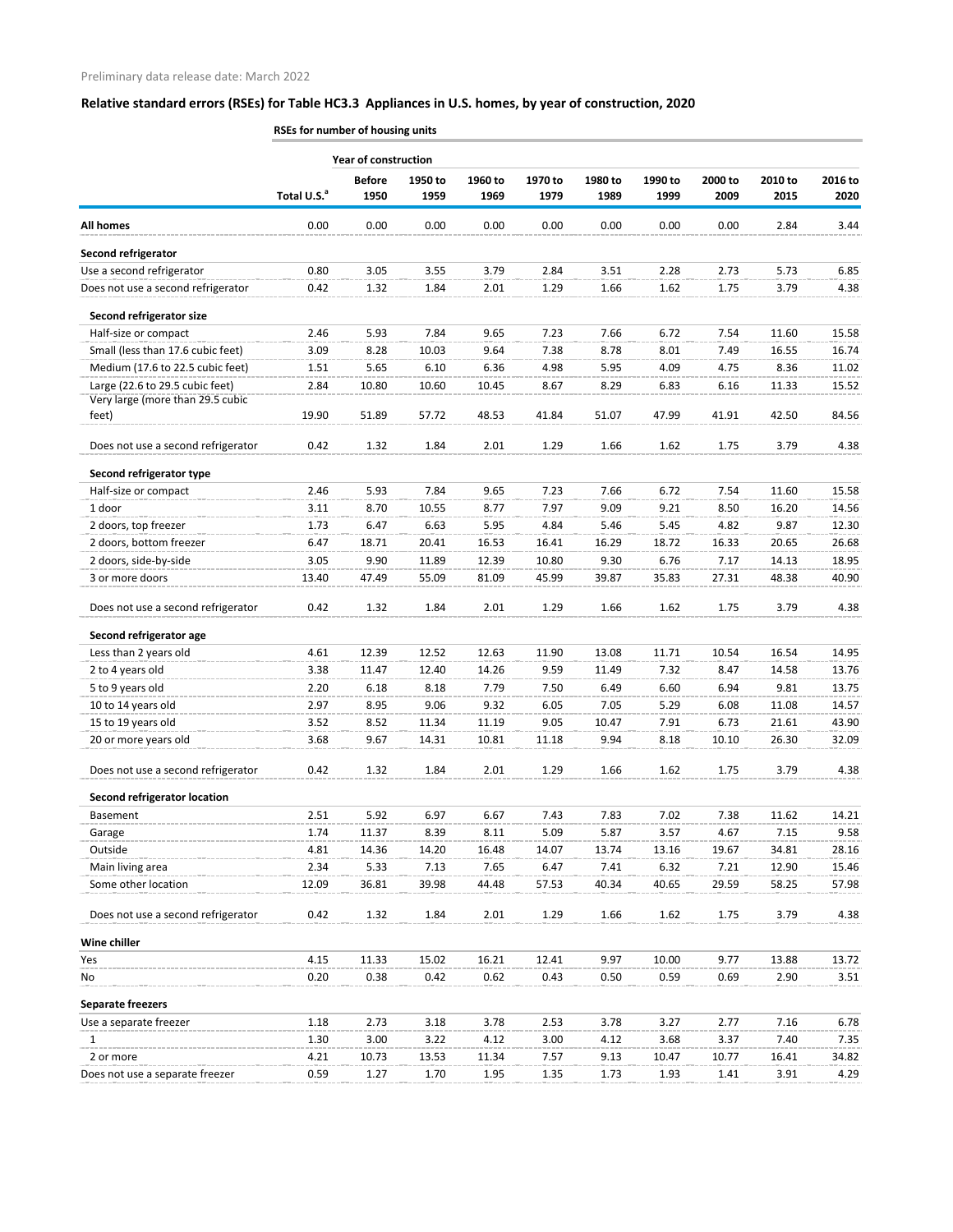Preliminary data release date: March 2022

## Relative standard errors (RSEs) for Table HC3.3 Appliances in U.S. homes, by year of construction, 2020

RSEs for number of housing units

| | | Year of construction | | | | | | | | |
|---|---|---|---|---|---|---|---|---|---|---|
| | Total U.S.[a] | Before 1950 | 1950 to 1959 | 1960 to 1969 | 1970 to 1979 | 1980 to 1989 | 1990 to 1999 | 2000 to 2009 | 2010 to 2015 | 2016 to 2020 |
| **All homes** | 0.00 | 0.00 | 0.00 | 0.00 | 0.00 | 0.00 | 0.00 | 0.00 | 2.84 | 3.44 |
| **Second refrigerator** | | | | | | | | | | |
| Use a second refrigerator | 0.80 | 3.05 | 3.55 | 3.79 | 2.84 | 3.51 | 2.28 | 2.73 | 5.73 | 6.85 |
| Does not use a second refrigerator | 0.42 | 1.32 | 1.84 | 2.01 | 1.29 | 1.66 | 1.62 | 1.75 | 3.79 | 4.38 |
| **Second refrigerator size** | | | | | | | | | | |
| Half-size or compact | 2.46 | 5.93 | 7.84 | 9.65 | 7.23 | 7.66 | 6.72 | 7.54 | 11.60 | 15.58 |
| Small (less than 17.6 cubic feet) | 3.09 | 8.28 | 10.03 | 9.64 | 7.38 | 8.78 | 8.01 | 7.49 | 16.55 | 16.74 |
| Medium (17.6 to 22.5 cubic feet) | 1.51 | 5.65 | 6.10 | 6.36 | 4.98 | 5.95 | 4.09 | 4.75 | 8.36 | 11.02 |
| Large (22.6 to 29.5 cubic feet) | 2.84 | 10.80 | 10.60 | 10.45 | 8.67 | 8.29 | 6.83 | 6.16 | 11.33 | 15.52 |
| Very large (more than 29.5 cubic feet) | 19.90 | 51.89 | 57.72 | 48.53 | 41.84 | 51.07 | 47.99 | 41.91 | 42.50 | 84.56 |
| Does not use a second refrigerator | 0.42 | 1.32 | 1.84 | 2.01 | 1.29 | 1.66 | 1.62 | 1.75 | 3.79 | 4.38 |
| **Second refrigerator type** | | | | | | | | | | |
| Half-size or compact | 2.46 | 5.93 | 7.84 | 9.65 | 7.23 | 7.66 | 6.72 | 7.54 | 11.60 | 15.58 |
| 1 door | 3.11 | 8.70 | 10.55 | 8.77 | 7.97 | 9.09 | 9.21 | 8.50 | 16.20 | 14.56 |
| 2 doors, top freezer | 1.73 | 6.47 | 6.63 | 5.95 | 4.84 | 5.46 | 5.45 | 4.82 | 9.87 | 12.30 |
| 2 doors, bottom freezer | 6.47 | 18.71 | 20.41 | 16.53 | 16.41 | 16.29 | 18.72 | 16.33 | 20.65 | 26.68 |
| 2 doors, side-by-side | 3.05 | 9.90 | 11.89 | 12.39 | 10.80 | 9.30 | 6.76 | 7.17 | 14.13 | 18.95 |
| 3 or more doors | 13.40 | 47.49 | 55.09 | 81.09 | 45.99 | 39.87 | 35.83 | 27.31 | 48.38 | 40.90 |
| Does not use a second refrigerator | 0.42 | 1.32 | 1.84 | 2.01 | 1.29 | 1.66 | 1.62 | 1.75 | 3.79 | 4.38 |
| **Second refrigerator age** | | | | | | | | | | |
| Less than 2 years old | 4.61 | 12.39 | 12.52 | 12.63 | 11.90 | 13.08 | 11.71 | 10.54 | 16.54 | 14.95 |
| 2 to 4 years old | 3.38 | 11.47 | 12.40 | 14.26 | 9.59 | 11.49 | 7.32 | 8.47 | 14.58 | 13.76 |
| 5 to 9 years old | 2.20 | 6.18 | 8.18 | 7.79 | 7.50 | 6.49 | 6.60 | 6.94 | 9.81 | 13.75 |
| 10 to 14 years old | 2.97 | 8.95 | 9.06 | 9.32 | 6.05 | 7.05 | 5.29 | 6.08 | 11.08 | 14.57 |
| 15 to 19 years old | 3.52 | 8.52 | 11.34 | 11.19 | 9.05 | 10.47 | 7.91 | 6.73 | 21.61 | 43.90 |
| 20 or more years old | 3.68 | 9.67 | 14.31 | 10.81 | 11.18 | 9.94 | 8.18 | 10.10 | 26.30 | 32.09 |
| Does not use a second refrigerator | 0.42 | 1.32 | 1.84 | 2.01 | 1.29 | 1.66 | 1.62 | 1.75 | 3.79 | 4.38 |
| **Second refrigerator location** | | | | | | | | | | |
| Basement | 2.51 | 5.92 | 6.97 | 6.67 | 7.43 | 7.83 | 7.02 | 7.38 | 11.62 | 14.21 |
| Garage | 1.74 | 11.37 | 8.39 | 8.11 | 5.09 | 5.87 | 3.57 | 4.67 | 7.15 | 9.58 |
| Outside | 4.81 | 14.36 | 14.20 | 16.48 | 14.07 | 13.74 | 13.16 | 19.67 | 34.81 | 28.16 |
| Main living area | 2.34 | 5.33 | 7.13 | 7.65 | 6.47 | 7.41 | 6.32 | 7.21 | 12.90 | 15.46 |
| Some other location | 12.09 | 36.81 | 39.98 | 44.48 | 57.53 | 40.34 | 40.65 | 29.59 | 58.25 | 57.98 |
| Does not use a second refrigerator | 0.42 | 1.32 | 1.84 | 2.01 | 1.29 | 1.66 | 1.62 | 1.75 | 3.79 | 4.38 |
| **Wine chiller** | | | | | | | | | | |
| Yes | 4.15 | 11.33 | 15.02 | 16.21 | 12.41 | 9.97 | 10.00 | 9.77 | 13.88 | 13.72 |
| No | 0.20 | 0.38 | 0.42 | 0.62 | 0.43 | 0.50 | 0.59 | 0.69 | 2.90 | 3.51 |
| **Separate freezers** | | | | | | | | | | |
| Use a separate freezer | 1.18 | 2.73 | 3.18 | 3.78 | 2.53 | 3.78 | 3.27 | 2.77 | 7.16 | 6.78 |
| 1 | 1.30 | 3.00 | 3.22 | 4.12 | 3.00 | 4.12 | 3.68 | 3.37 | 7.40 | 7.35 |
| 2 or more | 4.21 | 10.73 | 13.53 | 11.34 | 7.57 | 9.13 | 10.47 | 10.77 | 16.41 | 34.82 |
| Does not use a separate freezer | 0.59 | 1.27 | 1.70 | 1.95 | 1.35 | 1.73 | 1.93 | 1.41 | 3.91 | 4.29 |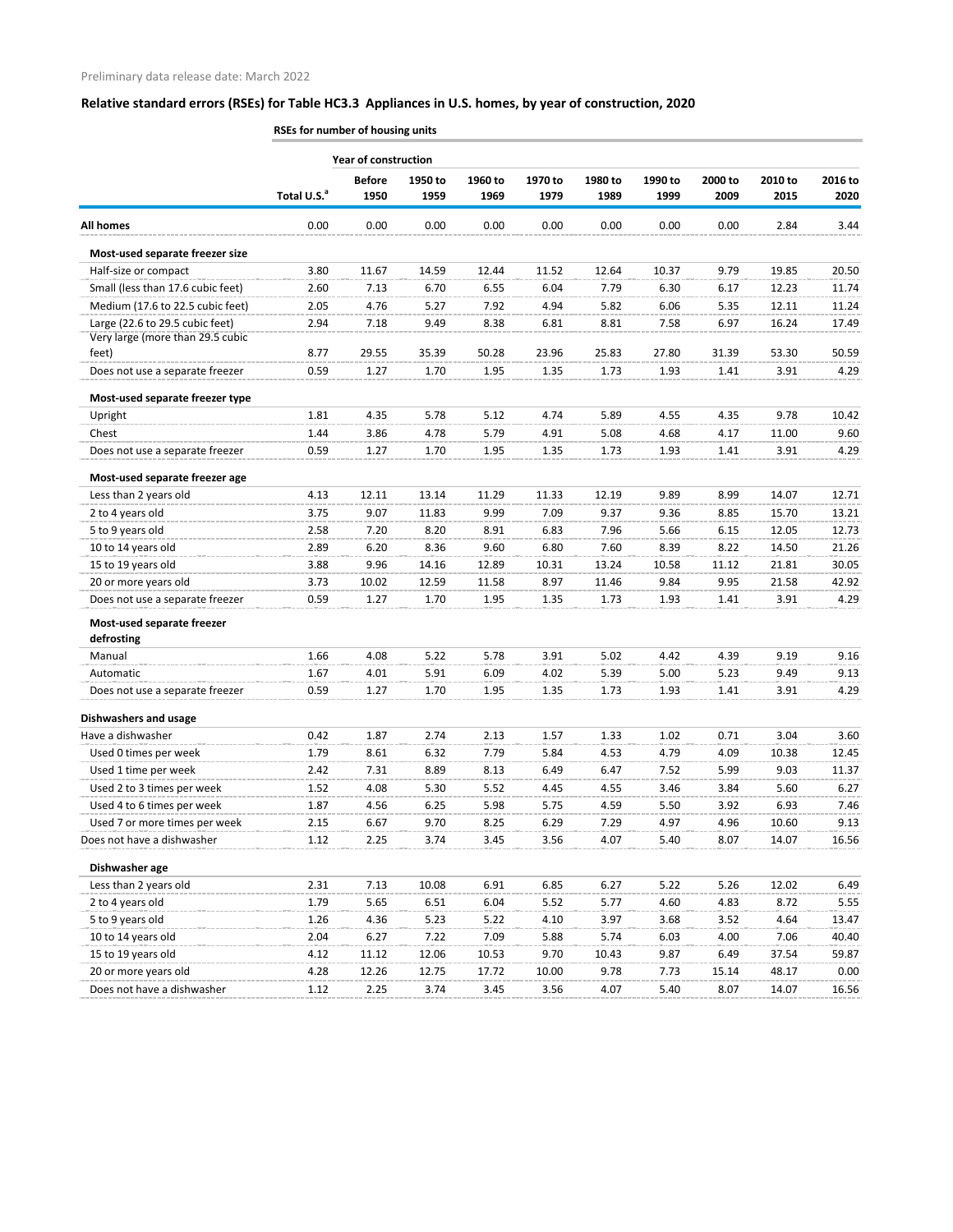Preliminary data release date: March 2022

## Relative standard errors (RSEs) for Table HC3.3 Appliances in U.S. homes, by year of construction, 2020

**RSEs for number of housing units**

| | | Year of construction | | | | | | | | |
|---|---|---|---|---|---|---|---|---|---|---|
| | Total U.S.[a] | Before 1950 | 1950 to 1959 | 1960 to 1969 | 1970 to 1979 | 1980 to 1989 | 1990 to 1999 | 2000 to 2009 | 2010 to 2015 | 2016 to 2020 |
| **All homes** | 0.00 | 0.00 | 0.00 | 0.00 | 0.00 | 0.00 | 0.00 | 0.00 | 2.84 | 3.44 |
| **Most-used separate freezer size** | | | | | | | | | | |
| Half-size or compact | 3.80 | 11.67 | 14.59 | 12.44 | 11.52 | 12.64 | 10.37 | 9.79 | 19.85 | 20.50 |
| Small (less than 17.6 cubic feet) | 2.60 | 7.13 | 6.70 | 6.55 | 6.04 | 7.79 | 6.30 | 6.17 | 12.23 | 11.74 |
| Medium (17.6 to 22.5 cubic feet) | 2.05 | 4.76 | 5.27 | 7.92 | 4.94 | 5.82 | 6.06 | 5.35 | 12.11 | 11.24 |
| Large (22.6 to 29.5 cubic feet) | 2.94 | 7.18 | 9.49 | 8.38 | 6.81 | 8.81 | 7.58 | 6.97 | 16.24 | 17.49 |
| Very large (more than 29.5 cubic feet) | 8.77 | 29.55 | 35.39 | 50.28 | 23.96 | 25.83 | 27.80 | 31.39 | 53.30 | 50.59 |
| Does not use a separate freezer | 0.59 | 1.27 | 1.70 | 1.95 | 1.35 | 1.73 | 1.93 | 1.41 | 3.91 | 4.29 |
| **Most-used separate freezer type** | | | | | | | | | | |
| Upright | 1.81 | 4.35 | 5.78 | 5.12 | 4.74 | 5.89 | 4.55 | 4.35 | 9.78 | 10.42 |
| Chest | 1.44 | 3.86 | 4.78 | 5.79 | 4.91 | 5.08 | 4.68 | 4.17 | 11.00 | 9.60 |
| Does not use a separate freezer | 0.59 | 1.27 | 1.70 | 1.95 | 1.35 | 1.73 | 1.93 | 1.41 | 3.91 | 4.29 |
| **Most-used separate freezer age** | | | | | | | | | | |
| Less than 2 years old | 4.13 | 12.11 | 13.14 | 11.29 | 11.33 | 12.19 | 9.89 | 8.99 | 14.07 | 12.71 |
| 2 to 4 years old | 3.75 | 9.07 | 11.83 | 9.99 | 7.09 | 9.37 | 9.36 | 8.85 | 15.70 | 13.21 |
| 5 to 9 years old | 2.58 | 7.20 | 8.20 | 8.91 | 6.83 | 7.96 | 5.66 | 6.15 | 12.05 | 12.73 |
| 10 to 14 years old | 2.89 | 6.20 | 8.36 | 9.60 | 6.80 | 7.60 | 8.39 | 8.22 | 14.50 | 21.26 |
| 15 to 19 years old | 3.88 | 9.96 | 14.16 | 12.89 | 10.31 | 13.24 | 10.58 | 11.12 | 21.81 | 30.05 |
| 20 or more years old | 3.73 | 10.02 | 12.59 | 11.58 | 8.97 | 11.46 | 9.84 | 9.95 | 21.58 | 42.92 |
| Does not use a separate freezer | 0.59 | 1.27 | 1.70 | 1.95 | 1.35 | 1.73 | 1.93 | 1.41 | 3.91 | 4.29 |
| **Most-used separate freezer defrosting** | | | | | | | | | | |
| Manual | 1.66 | 4.08 | 5.22 | 5.78 | 3.91 | 5.02 | 4.42 | 4.39 | 9.19 | 9.16 |
| Automatic | 1.67 | 4.01 | 5.91 | 6.09 | 4.02 | 5.39 | 5.00 | 5.23 | 9.49 | 9.13 |
| Does not use a separate freezer | 0.59 | 1.27 | 1.70 | 1.95 | 1.35 | 1.73 | 1.93 | 1.41 | 3.91 | 4.29 |
| **Dishwashers and usage** | | | | | | | | | | |
| Have a dishwasher | 0.42 | 1.87 | 2.74 | 2.13 | 1.57 | 1.33 | 1.02 | 0.71 | 3.04 | 3.60 |
| Used 0 times per week | 1.79 | 8.61 | 6.32 | 7.79 | 5.84 | 4.53 | 4.79 | 4.09 | 10.38 | 12.45 |
| Used 1 time per week | 2.42 | 7.31 | 8.89 | 8.13 | 6.49 | 6.47 | 7.52 | 5.99 | 9.03 | 11.37 |
| Used 2 to 3 times per week | 1.52 | 4.08 | 5.30 | 5.52 | 4.45 | 4.55 | 3.46 | 3.84 | 5.60 | 6.27 |
| Used 4 to 6 times per week | 1.87 | 4.56 | 6.25 | 5.98 | 5.75 | 4.59 | 5.50 | 3.92 | 6.93 | 7.46 |
| Used 7 or more times per week | 2.15 | 6.67 | 9.70 | 8.25 | 6.29 | 7.29 | 4.97 | 4.96 | 10.60 | 9.13 |
| Does not have a dishwasher | 1.12 | 2.25 | 3.74 | 3.45 | 3.56 | 4.07 | 5.40 | 8.07 | 14.07 | 16.56 |
| **Dishwasher age** | | | | | | | | | | |
| Less than 2 years old | 2.31 | 7.13 | 10.08 | 6.91 | 6.85 | 6.27 | 5.22 | 5.26 | 12.02 | 6.49 |
| 2 to 4 years old | 1.79 | 5.65 | 6.51 | 6.04 | 5.52 | 5.77 | 4.60 | 4.83 | 8.72 | 5.55 |
| 5 to 9 years old | 1.26 | 4.36 | 5.23 | 5.22 | 4.10 | 3.97 | 3.68 | 3.52 | 4.64 | 13.47 |
| 10 to 14 years old | 2.04 | 6.27 | 7.22 | 7.09 | 5.88 | 5.74 | 6.03 | 4.00 | 7.06 | 40.40 |
| 15 to 19 years old | 4.12 | 11.12 | 12.06 | 10.53 | 9.70 | 10.43 | 9.87 | 6.49 | 37.54 | 59.87 |
| 20 or more years old | 4.28 | 12.26 | 12.75 | 17.72 | 10.00 | 9.78 | 7.73 | 15.14 | 48.17 | 0.00 |
| Does not have a dishwasher | 1.12 | 2.25 | 3.74 | 3.45 | 3.56 | 4.07 | 5.40 | 8.07 | 14.07 | 16.56 |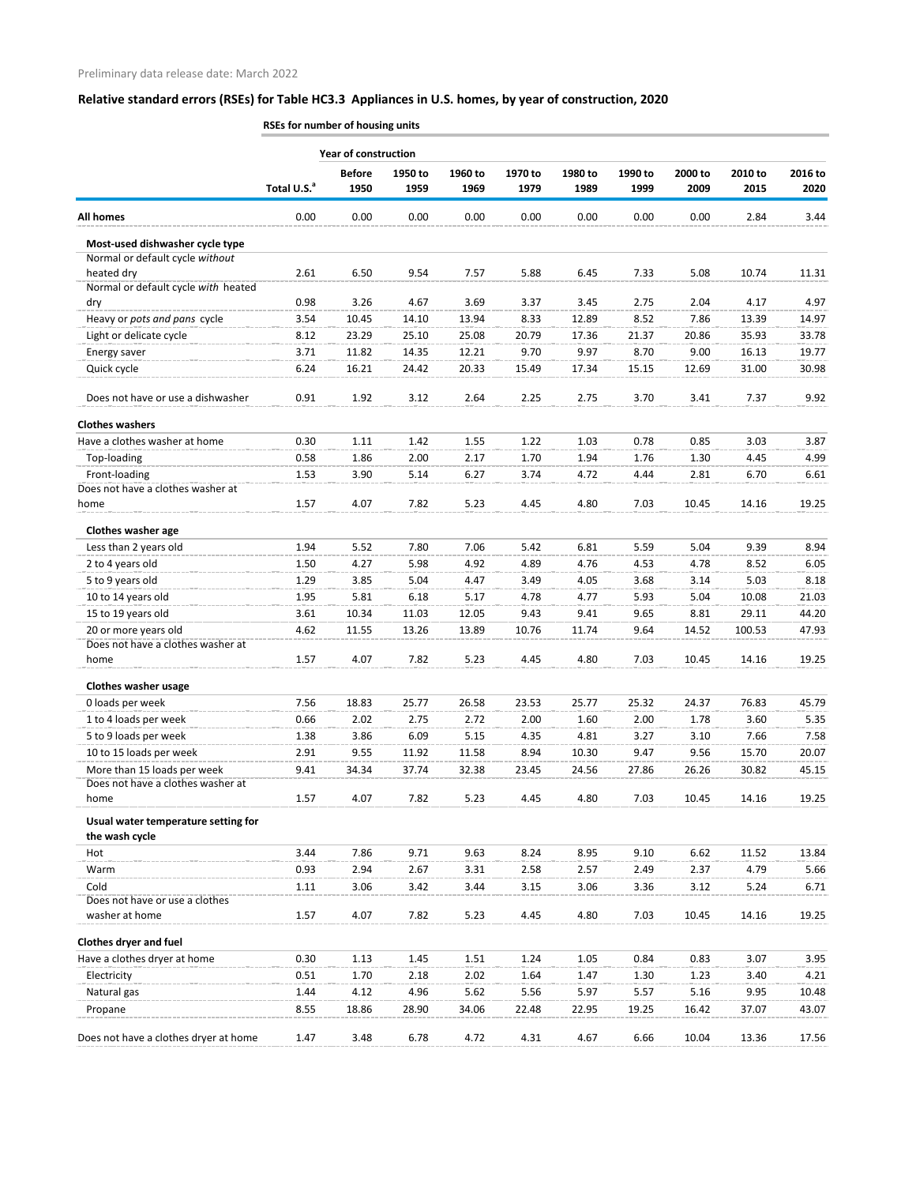Preliminary data release date: March 2022

## Relative standard errors (RSEs) for Table HC3.3 Appliances in U.S. homes, by year of construction, 2020

**RSEs for number of housing units**

| | | Year of construction | | | | | | | | |
|---|---|---|---|---|---|---|---|---|---|---|
| | Total U.S.[a] | Before 1950 | 1950 to 1959 | 1960 to 1969 | 1970 to 1979 | 1980 to 1989 | 1990 to 1999 | 2000 to 2009 | 2010 to 2015 | 2016 to 2020 |
| **All homes** | 0.00 | 0.00 | 0.00 | 0.00 | 0.00 | 0.00 | 0.00 | 0.00 | 2.84 | 3.44 |
| **Most-used dishwasher cycle type** | | | | | | | | | | |
| Normal or default cycle *without* heated dry | 2.61 | 6.50 | 9.54 | 7.57 | 5.88 | 6.45 | 7.33 | 5.08 | 10.74 | 11.31 |
| Normal or default cycle *with* heated dry | 0.98 | 3.26 | 4.67 | 3.69 | 3.37 | 3.45 | 2.75 | 2.04 | 4.17 | 4.97 |
| Heavy or *pots and pans* cycle | 3.54 | 10.45 | 14.10 | 13.94 | 8.33 | 12.89 | 8.52 | 7.86 | 13.39 | 14.97 |
| Light or delicate cycle | 8.12 | 23.29 | 25.10 | 25.08 | 20.79 | 17.36 | 21.37 | 20.86 | 35.93 | 33.78 |
| Energy saver | 3.71 | 11.82 | 14.35 | 12.21 | 9.70 | 9.97 | 8.70 | 9.00 | 16.13 | 19.77 |
| Quick cycle | 6.24 | 16.21 | 24.42 | 20.33 | 15.49 | 17.34 | 15.15 | 12.69 | 31.00 | 30.98 |
| Does not have or use a dishwasher | 0.91 | 1.92 | 3.12 | 2.64 | 2.25 | 2.75 | 3.70 | 3.41 | 7.37 | 9.92 |
| **Clothes washers** | | | | | | | | | | |
| Have a clothes washer at home | 0.30 | 1.11 | 1.42 | 1.55 | 1.22 | 1.03 | 0.78 | 0.85 | 3.03 | 3.87 |
| Top-loading | 0.58 | 1.86 | 2.00 | 2.17 | 1.70 | 1.94 | 1.76 | 1.30 | 4.45 | 4.99 |
| Front-loading | 1.53 | 3.90 | 5.14 | 6.27 | 3.74 | 4.72 | 4.44 | 2.81 | 6.70 | 6.61 |
| Does not have a clothes washer at home | 1.57 | 4.07 | 7.82 | 5.23 | 4.45 | 4.80 | 7.03 | 10.45 | 14.16 | 19.25 |
| **Clothes washer age** | | | | | | | | | | |
| Less than 2 years old | 1.94 | 5.52 | 7.80 | 7.06 | 5.42 | 6.81 | 5.59 | 5.04 | 9.39 | 8.94 |
| 2 to 4 years old | 1.50 | 4.27 | 5.98 | 4.92 | 4.89 | 4.76 | 4.53 | 4.78 | 8.52 | 6.05 |
| 5 to 9 years old | 1.29 | 3.85 | 5.04 | 4.47 | 3.49 | 4.05 | 3.68 | 3.14 | 5.03 | 8.18 |
| 10 to 14 years old | 1.95 | 5.81 | 6.18 | 5.17 | 4.78 | 4.77 | 5.93 | 5.04 | 10.08 | 21.03 |
| 15 to 19 years old | 3.61 | 10.34 | 11.03 | 12.05 | 9.43 | 9.41 | 9.65 | 8.81 | 29.11 | 44.20 |
| 20 or more years old | 4.62 | 11.55 | 13.26 | 13.89 | 10.76 | 11.74 | 9.64 | 14.52 | 100.53 | 47.93 |
| Does not have a clothes washer at home | 1.57 | 4.07 | 7.82 | 5.23 | 4.45 | 4.80 | 7.03 | 10.45 | 14.16 | 19.25 |
| **Clothes washer usage** | | | | | | | | | | |
| 0 loads per week | 7.56 | 18.83 | 25.77 | 26.58 | 23.53 | 25.77 | 25.32 | 24.37 | 76.83 | 45.79 |
| 1 to 4 loads per week | 0.66 | 2.02 | 2.75 | 2.72 | 2.00 | 1.60 | 2.00 | 1.78 | 3.60 | 5.35 |
| 5 to 9 loads per week | 1.38 | 3.86 | 6.09 | 5.15 | 4.35 | 4.81 | 3.27 | 3.10 | 7.66 | 7.58 |
| 10 to 15 loads per week | 2.91 | 9.55 | 11.92 | 11.58 | 8.94 | 10.30 | 9.47 | 9.56 | 15.70 | 20.07 |
| More than 15 loads per week | 9.41 | 34.34 | 37.74 | 32.38 | 23.45 | 24.56 | 27.86 | 26.26 | 30.82 | 45.15 |
| Does not have a clothes washer at home | 1.57 | 4.07 | 7.82 | 5.23 | 4.45 | 4.80 | 7.03 | 10.45 | 14.16 | 19.25 |
| **Usual water temperature setting for the wash cycle** | | | | | | | | | | |
| Hot | 3.44 | 7.86 | 9.71 | 9.63 | 8.24 | 8.95 | 9.10 | 6.62 | 11.52 | 13.84 |
| Warm | 0.93 | 2.94 | 2.67 | 3.31 | 2.58 | 2.57 | 2.49 | 2.37 | 4.79 | 5.66 |
| Cold | 1.11 | 3.06 | 3.42 | 3.44 | 3.15 | 3.06 | 3.36 | 3.12 | 5.24 | 6.71 |
| Does not have or use a clothes washer at home | 1.57 | 4.07 | 7.82 | 5.23 | 4.45 | 4.80 | 7.03 | 10.45 | 14.16 | 19.25 |
| **Clothes dryer and fuel** | | | | | | | | | | |
| Have a clothes dryer at home | 0.30 | 1.13 | 1.45 | 1.51 | 1.24 | 1.05 | 0.84 | 0.83 | 3.07 | 3.95 |
| Electricity | 0.51 | 1.70 | 2.18 | 2.02 | 1.64 | 1.47 | 1.30 | 1.23 | 3.40 | 4.21 |
| Natural gas | 1.44 | 4.12 | 4.96 | 5.62 | 5.56 | 5.97 | 5.57 | 5.16 | 9.95 | 10.48 |
| Propane | 8.55 | 18.86 | 28.90 | 34.06 | 22.48 | 22.95 | 19.25 | 16.42 | 37.07 | 43.07 |
| Does not have a clothes dryer at home | 1.47 | 3.48 | 6.78 | 4.72 | 4.31 | 4.67 | 6.66 | 10.04 | 13.36 | 17.56 |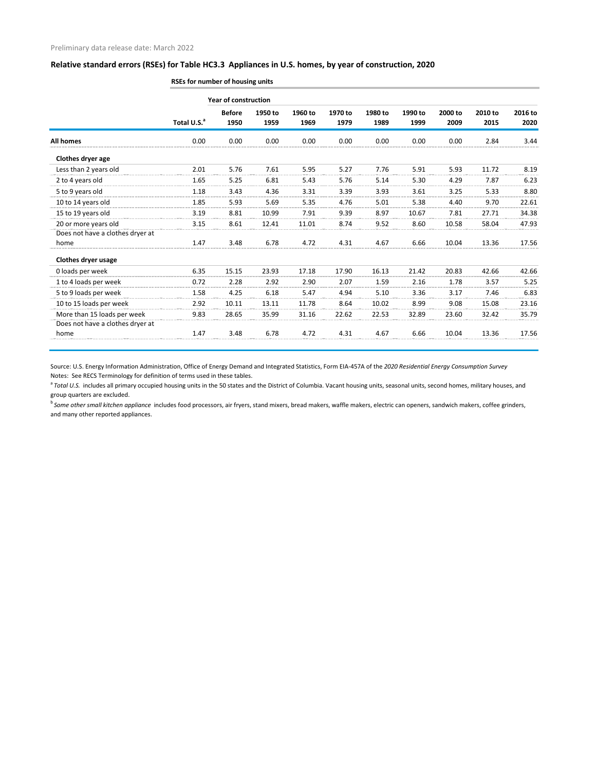Preliminary data release date: March 2022

## Relative standard errors (RSEs) for Table HC3.3 Appliances in U.S. homes, by year of construction, 2020

| | RSEs for number of housing units | | | | | | | | | |
|---|---|---|---|---|---|---|---|---|---|---|
| | | Year of construction | | | | | | | | |
| | Total U.S.[a] | Before 1950 | 1950 to 1959 | 1960 to 1969 | 1970 to 1979 | 1980 to 1989 | 1990 to 1999 | 2000 to 2009 | 2010 to 2015 | 2016 to 2020 |
| **All homes** | 0.00 | 0.00 | 0.00 | 0.00 | 0.00 | 0.00 | 0.00 | 0.00 | 2.84 | 3.44 |
| **Clothes dryer age** | | | | | | | | | | |
| Less than 2 years old | 2.01 | 5.76 | 7.61 | 5.95 | 5.27 | 7.76 | 5.91 | 5.93 | 11.72 | 8.19 |
| 2 to 4 years old | 1.65 | 5.25 | 6.81 | 5.43 | 5.76 | 5.14 | 5.30 | 4.29 | 7.87 | 6.23 |
| 5 to 9 years old | 1.18 | 3.43 | 4.36 | 3.31 | 3.39 | 3.93 | 3.61 | 3.25 | 5.33 | 8.80 |
| 10 to 14 years old | 1.85 | 5.93 | 5.69 | 5.35 | 4.76 | 5.01 | 5.38 | 4.40 | 9.70 | 22.61 |
| 15 to 19 years old | 3.19 | 8.81 | 10.99 | 7.91 | 9.39 | 8.97 | 10.67 | 7.81 | 27.71 | 34.38 |
| 20 or more years old | 3.15 | 8.61 | 12.41 | 11.01 | 8.74 | 9.52 | 8.60 | 10.58 | 58.04 | 47.93 |
| Does not have a clothes dryer at home | 1.47 | 3.48 | 6.78 | 4.72 | 4.31 | 4.67 | 6.66 | 10.04 | 13.36 | 17.56 |
| **Clothes dryer usage** | | | | | | | | | | |
| 0 loads per week | 6.35 | 15.15 | 23.93 | 17.18 | 17.90 | 16.13 | 21.42 | 20.83 | 42.66 | 42.66 |
| 1 to 4 loads per week | 0.72 | 2.28 | 2.92 | 2.90 | 2.07 | 1.59 | 2.16 | 1.78 | 3.57 | 5.25 |
| 5 to 9 loads per week | 1.58 | 4.25 | 6.18 | 5.47 | 4.94 | 5.10 | 3.36 | 3.17 | 7.46 | 6.83 |
| 10 to 15 loads per week | 2.92 | 10.11 | 13.11 | 11.78 | 8.64 | 10.02 | 8.99 | 9.08 | 15.08 | 23.16 |
| More than 15 loads per week | 9.83 | 28.65 | 35.99 | 31.16 | 22.62 | 22.53 | 32.89 | 23.60 | 32.42 | 35.79 |
| Does not have a clothes dryer at home | 1.47 | 3.48 | 6.78 | 4.72 | 4.31 | 4.67 | 6.66 | 10.04 | 13.36 | 17.56 |

Source: U.S. Energy Information Administration, Office of Energy Demand and Integrated Statistics, Form EIA-457A of the *2020 Residential Energy Consumption Survey*

Notes: See RECS Terminology for definition of terms used in these tables.

[a] *Total U.S.* includes all primary occupied housing units in the 50 states and the District of Columbia. Vacant housing units, seasonal units, second homes, military houses, and group quarters are excluded.

[b] *Some other small kitchen appliance* includes food processors, air fryers, stand mixers, bread makers, waffle makers, electric can openers, sandwich makers, coffee grinders, and many other reported appliances.